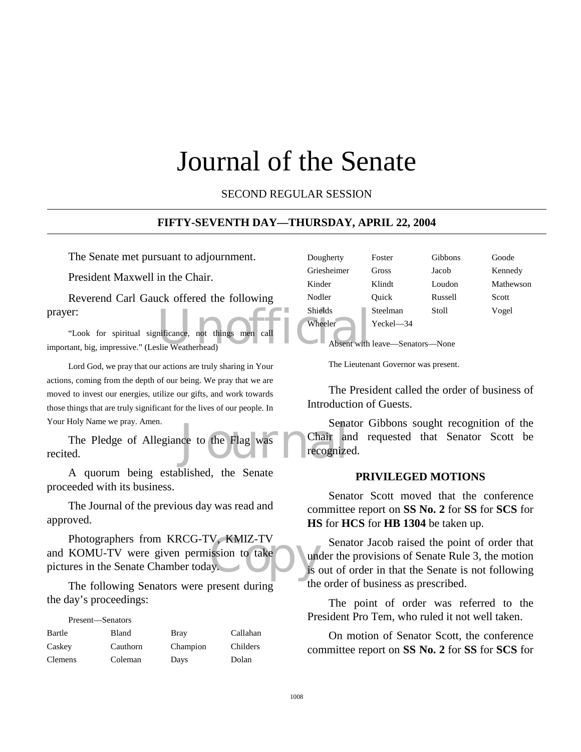# Journal of the Senate

SECOND REGULAR SESSION

## FIFTY-SEVENTH DAY—THURSDAY, APRIL 22, 2004

The Senate met pursuant to adjournment.

President Maxwell in the Chair.

Reverend Carl Gauck offered the following prayer:

"Look for spiritual significance, not things men call important, big, impressive." (Leslie Weatherhead)

Lord God, we pray that our actions are truly sharing in Your actions, coming from the depth of our being. We pray that we are moved to invest our energies, utilize our gifts, and work towards those things that are truly significant for the lives of our people. In Your Holy Name we pray. Amen.

The Pledge of Allegiance to the Flag was recited.

A quorum being established, the Senate proceeded with its business.

The Journal of the previous day was read and approved.

Photographers from KRCG-TV, KMIZ-TV and KOMU-TV were given permission to take pictures in the Senate Chamber today.

The following Senators were present during the day's proceedings:

Present—Senators

| | | | |
|---|---|---|---|
| Bartle | Bland | Bray | Callahan |
| Caskey | Cauthorn | Champion | Childers |
| Clemens | Coleman | Days | Dolan |
| Dougherty | Foster | Gibbons | Goode |
| Griesheimer | Gross | Jacob | Kennedy |
| Kinder | Klindt | Loudon | Mathewson |
| Nodler | Quick | Russell | Scott |
| Shields | Steelman | Stoll | Vogel |
| Wheeler | Yeckel—34 | | |

Absent with leave—Senators—None

The Lieutenant Governor was present.

The President called the order of business of Introduction of Guests.

Senator Gibbons sought recognition of the Chair and requested that Senator Scott be recognized.

### PRIVILEGED MOTIONS

Senator Scott moved that the conference committee report on **SS No. 2** for **SS** for **SCS** for **HS** for **HCS** for **HB 1304** be taken up.

Senator Jacob raised the point of order that under the provisions of Senate Rule 3, the motion is out of order in that the Senate is not following the order of business as prescribed.

The point of order was referred to the President Pro Tem, who ruled it not well taken.

On motion of Senator Scott, the conference committee report on **SS No. 2** for **SS** for **SCS** for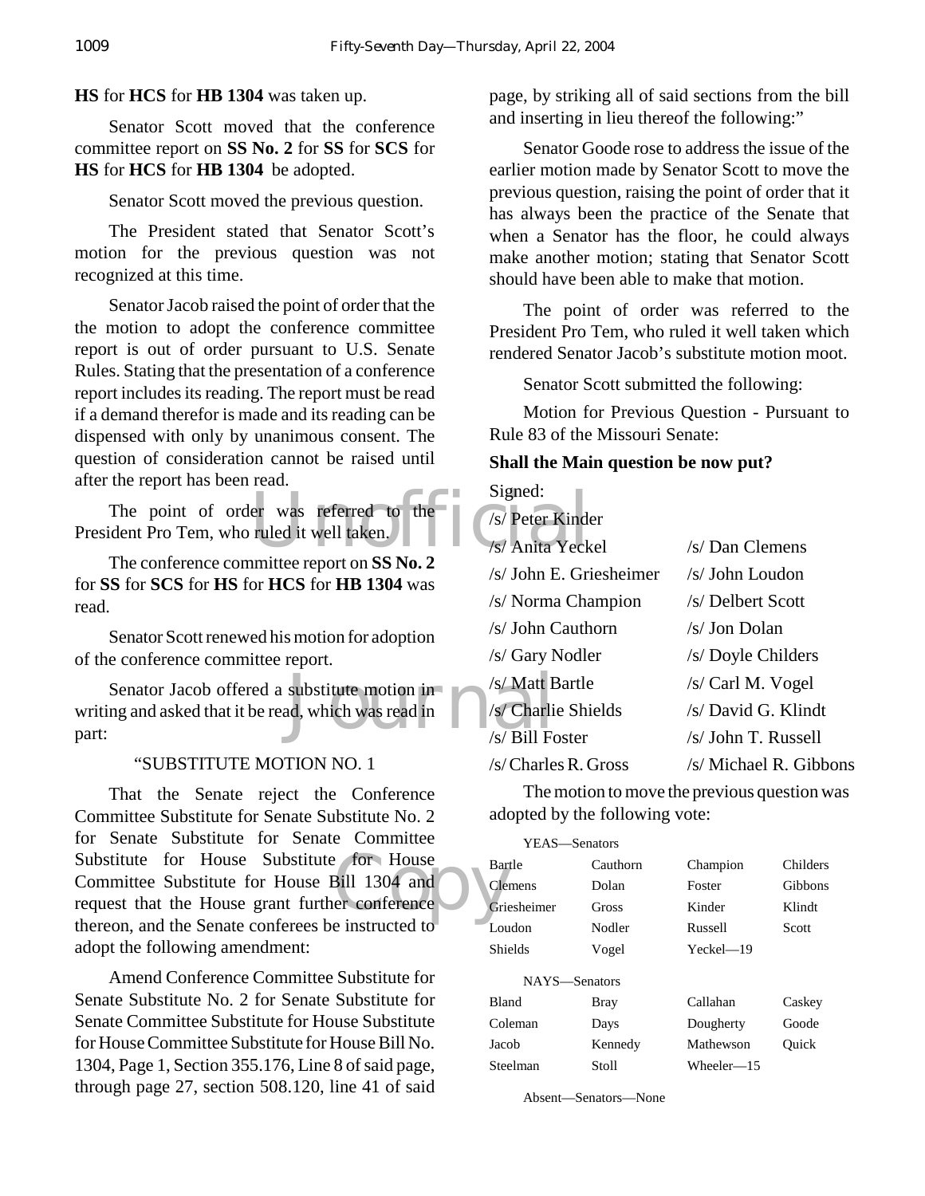**HS** for **HCS** for **HB 1304** was taken up.

Senator Scott moved that the conference committee report on **SS No. 2** for **SS** for **SCS** for **HS** for **HCS** for **HB 1304** be adopted.

Senator Scott moved the previous question.

The President stated that Senator Scott's motion for the previous question was not recognized at this time.

Senator Jacob raised the point of order that the the motion to adopt the conference committee report is out of order pursuant to U.S. Senate Rules. Stating that the presentation of a conference report includes its reading. The report must be read if a demand therefor is made and its reading can be dispensed with only by unanimous consent. The question of consideration cannot be raised until after the report has been read.

The point of order was referred to the President Pro Tem, who ruled it well taken.

The conference committee report on **SS No. 2** for **SS** for **SCS** for **HS** for **HCS** for **HB 1304** was read.

Senator Scott renewed his motion for adoption of the conference committee report.

Senator Jacob offered a substitute motion in writing and asked that it be read, which was read in part:

"SUBSTITUTE MOTION NO. 1

That the Senate reject the Conference Committee Substitute for Senate Substitute No. 2 for Senate Substitute for Senate Committee Substitute for House Substitute for House Committee Substitute for House Bill 1304 and request that the House grant further conference thereon, and the Senate conferees be instructed to adopt the following amendment:

Amend Conference Committee Substitute for Senate Substitute No. 2 for Senate Substitute for Senate Committee Substitute for House Substitute for House Committee Substitute for House Bill No. 1304, Page 1, Section 355.176, Line 8 of said page, through page 27, section 508.120, line 41 of said page, by striking all of said sections from the bill and inserting in lieu thereof the following:"

Senator Goode rose to address the issue of the earlier motion made by Senator Scott to move the previous question, raising the point of order that it has always been the practice of the Senate that when a Senator has the floor, he could always make another motion; stating that Senator Scott should have been able to make that motion.

The point of order was referred to the President Pro Tem, who ruled it well taken which rendered Senator Jacob's substitute motion moot.

Senator Scott submitted the following:

Motion for Previous Question - Pursuant to Rule 83 of the Missouri Senate:

**Shall the Main question be now put?**

Signed:

/s/ Peter Kinder

| | |
|---|---|
| /s/ Anita Yeckel | /s/ Dan Clemens |
| /s/ John E. Griesheimer | /s/ John Loudon |
| /s/ Norma Champion | /s/ Delbert Scott |
| /s/ John Cauthorn | /s/ Jon Dolan |
| /s/ Gary Nodler | /s/ Doyle Childers |
| /s/ Matt Bartle | /s/ Carl M. Vogel |
| /s/ Charlie Shields | /s/ David G. Klindt |
| /s/ Bill Foster | /s/ John T. Russell |
| /s/ Charles R. Gross | /s/ Michael R. Gibbons |

The motion to move the previous question was adopted by the following vote:

YEAS—Senators

| | | | |
|---|---|---|---|
| Bartle | Cauthorn | Champion | Childers |
| Clemens | Dolan | Foster | Gibbons |
| Griesheimer | Gross | Kinder | Klindt |
| Loudon | Nodler | Russell | Scott |
| Shields | Vogel | Yeckel—19 | |

NAYS—Senators

| | | | |
|---|---|---|---|
| Bland | Bray | Callahan | Caskey |
| Coleman | Days | Dougherty | Goode |
| Jacob | Kennedy | Mathewson | Quick |
| Steelman | Stoll | Wheeler—15 | |

Absent—Senators—None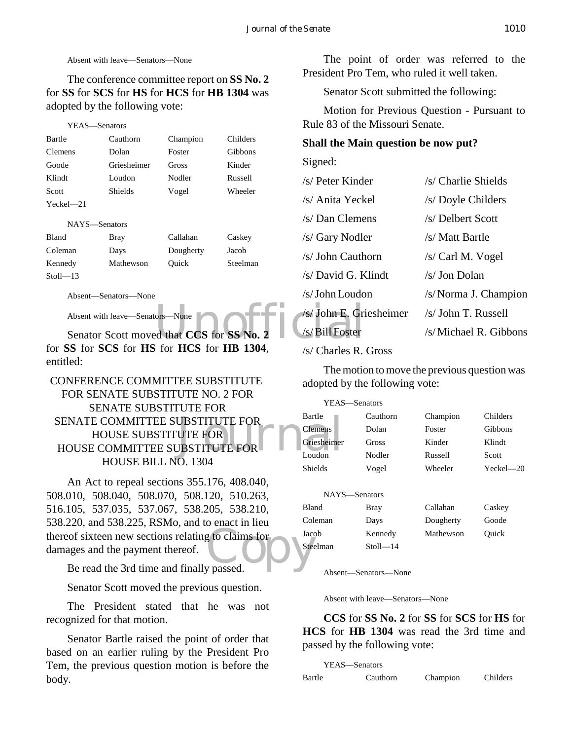Absent with leave—Senators—None

The conference committee report on **SS No. 2** for **SS** for **SCS** for **HS** for **HCS** for **HB 1304** was adopted by the following vote:

YEAS—Senators

| | | | |
|---|---|---|---|
| Bartle | Cauthorn | Champion | Childers |
| Clemens | Dolan | Foster | Gibbons |
| Goode | Griesheimer | Gross | Kinder |
| Klindt | Loudon | Nodler | Russell |
| Scott | Shields | Vogel | Wheeler |
| Yeckel—21 | | | |

NAYS—Senators

| | | | |
|---|---|---|---|
| Bland | Bray | Callahan | Caskey |
| Coleman | Days | Dougherty | Jacob |
| Kennedy | Mathewson | Quick | Steelman |
| Stoll—13 | | | |

Absent—Senators—None

Absent with leave—Senators—None

Senator Scott moved that **CCS** for **SS No. 2** for **SS** for **SCS** for **HS** for **HCS** for **HB 1304**, entitled:

CONFERENCE COMMITTEE SUBSTITUTE FOR SENATE SUBSTITUTE NO. 2 FOR SENATE SUBSTITUTE FOR SENATE COMMITTEE SUBSTITUTE FOR HOUSE SUBSTITUTE FOR HOUSE COMMITTEE SUBSTITUTE FOR HOUSE BILL NO. 1304

An Act to repeal sections 355.176, 408.040, 508.010, 508.040, 508.070, 508.120, 510.263, 516.105, 537.035, 537.067, 538.205, 538.210, 538.220, and 538.225, RSMo, and to enact in lieu thereof sixteen new sections relating to claims for damages and the payment thereof.

Be read the 3rd time and finally passed.

Senator Scott moved the previous question.

The President stated that he was not recognized for that motion.

Senator Bartle raised the point of order that based on an earlier ruling by the President Pro Tem, the previous question motion is before the body.

The point of order was referred to the President Pro Tem, who ruled it well taken.

Senator Scott submitted the following:

Motion for Previous Question - Pursuant to Rule 83 of the Missouri Senate.

**Shall the Main question be now put?**

Signed:

| | |
|---|---|
| /s/ Peter Kinder | /s/ Charlie Shields |
| /s/ Anita Yeckel | /s/ Doyle Childers |
| /s/ Dan Clemens | /s/ Delbert Scott |
| /s/ Gary Nodler | /s/ Matt Bartle |
| /s/ John Cauthorn | /s/ Carl M. Vogel |
| /s/ David G. Klindt | /s/ Jon Dolan |
| /s/ John Loudon | /s/ Norma J. Champion |
| /s/ John E. Griesheimer | /s/ John T. Russell |
| /s/ Bill Foster | /s/ Michael R. Gibbons |
| /s/ Charles R. Gross | |

The motion to move the previous question was adopted by the following vote:

YEAS—Senators

| | | | |
|---|---|---|---|
| Bartle | Cauthorn | Champion | Childers |
| Clemens | Dolan | Foster | Gibbons |
| Griesheimer | Gross | Kinder | Klindt |
| Loudon | Nodler | Russell | Scott |
| Shields | Vogel | Wheeler | Yeckel—20 |

NAYS—Senators

| | | | |
|---|---|---|---|
| Bland | Bray | Callahan | Caskey |
| Coleman | Days | Dougherty | Goode |
| Jacob | Kennedy | Mathewson | Quick |
| Steelman | Stoll—14 | | |

Absent—Senators—None

Absent with leave—Senators—None

**CCS** for **SS No. 2** for **SS** for **SCS** for **HS** for **HCS** for **HB 1304** was read the 3rd time and passed by the following vote:

YEAS—Senators

| | | | |
|---|---|---|---|
| Bartle | Cauthorn | Champion | Childers |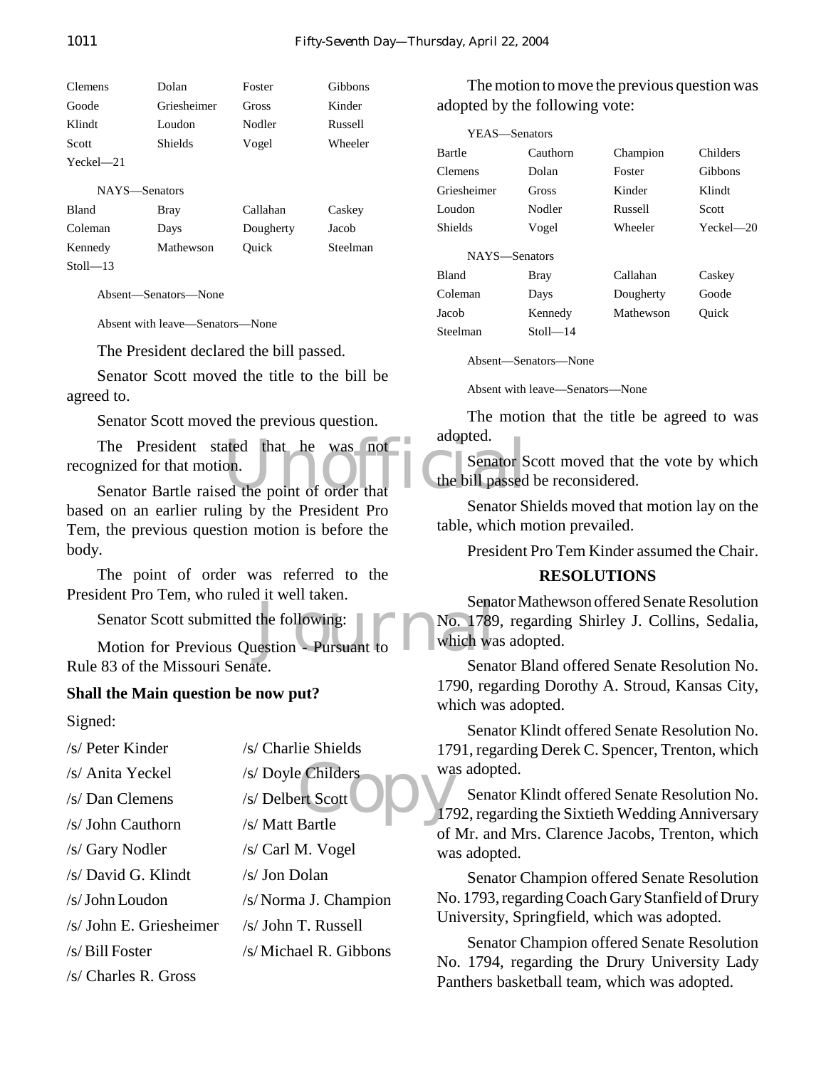| | | | |
|---|---|---|---|
| Clemens | Dolan | Foster | Gibbons |
| Goode | Griesheimer | Gross | Kinder |
| Klindt | Loudon | Nodler | Russell |
| Scott | Shields | Vogel | Wheeler |
| Yeckel—21 | | | |

NAYS—Senators

| | | | |
|---|---|---|---|
| Bland | Bray | Callahan | Caskey |
| Coleman | Days | Dougherty | Jacob |
| Kennedy | Mathewson | Quick | Steelman |
| Stoll—13 | | | |

Absent—Senators—None

Absent with leave—Senators—None

The President declared the bill passed.

Senator Scott moved the title to the bill be agreed to.

Senator Scott moved the previous question.

The President stated that he was not recognized for that motion.

Senator Bartle raised the point of order that based on an earlier ruling by the President Pro Tem, the previous question motion is before the body.

The point of order was referred to the President Pro Tem, who ruled it well taken.

Senator Scott submitted the following:

Motion for Previous Question - Pursuant to Rule 83 of the Missouri Senate.

**Shall the Main question be now put?**

Signed:

| | |
|---|---|
| /s/ Peter Kinder | /s/ Charlie Shields |
| /s/ Anita Yeckel | /s/ Doyle Childers |
| /s/ Dan Clemens | /s/ Delbert Scott |
| /s/ John Cauthorn | /s/ Matt Bartle |
| /s/ Gary Nodler | /s/ Carl M. Vogel |
| /s/ David G. Klindt | /s/ Jon Dolan |
| /s/ John Loudon | /s/ Norma J. Champion |
| /s/ John E. Griesheimer | /s/ John T. Russell |
| /s/ Bill Foster | /s/ Michael R. Gibbons |
| /s/ Charles R. Gross | |

The motion to move the previous question was adopted by the following vote:

YEAS—Senators

| | | | |
|---|---|---|---|
| Bartle | Cauthorn | Champion | Childers |
| Clemens | Dolan | Foster | Gibbons |
| Griesheimer | Gross | Kinder | Klindt |
| Loudon | Nodler | Russell | Scott |
| Shields | Vogel | Wheeler | Yeckel—20 |

NAYS—Senators

| | | | |
|---|---|---|---|
| Bland | Bray | Callahan | Caskey |
| Coleman | Days | Dougherty | Goode |
| Jacob | Kennedy | Mathewson | Quick |
| Steelman | Stoll—14 | | |

Absent—Senators—None

Absent with leave—Senators—None

The motion that the title be agreed to was adopted.

Senator Scott moved that the vote by which the bill passed be reconsidered.

Senator Shields moved that motion lay on the table, which motion prevailed.

President Pro Tem Kinder assumed the Chair.

## RESOLUTIONS

Senator Mathewson offered Senate Resolution No. 1789, regarding Shirley J. Collins, Sedalia, which was adopted.

Senator Bland offered Senate Resolution No. 1790, regarding Dorothy A. Stroud, Kansas City, which was adopted.

Senator Klindt offered Senate Resolution No. 1791, regarding Derek C. Spencer, Trenton, which was adopted.

Senator Klindt offered Senate Resolution No. 1792, regarding the Sixtieth Wedding Anniversary of Mr. and Mrs. Clarence Jacobs, Trenton, which was adopted.

Senator Champion offered Senate Resolution No. 1793, regarding Coach Gary Stanfield of Drury University, Springfield, which was adopted.

Senator Champion offered Senate Resolution No. 1794, regarding the Drury University Lady Panthers basketball team, which was adopted.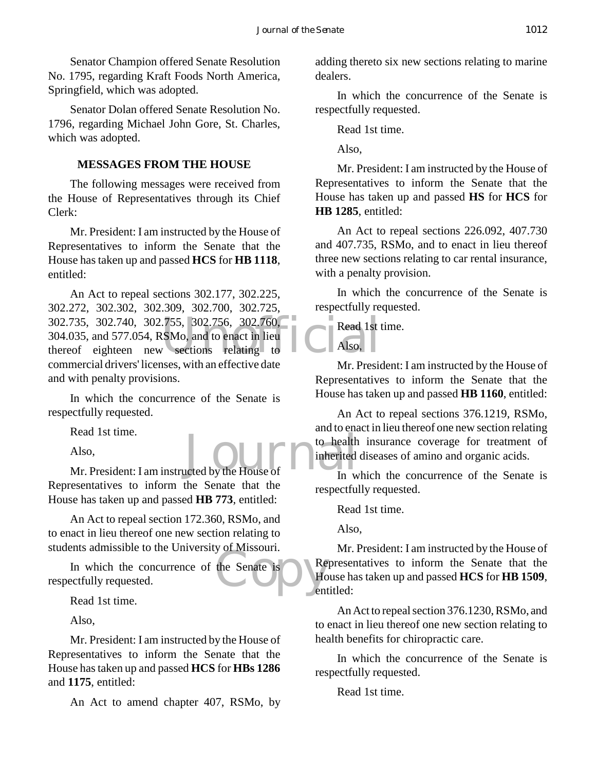Senator Champion offered Senate Resolution No. 1795, regarding Kraft Foods North America, Springfield, which was adopted.

Senator Dolan offered Senate Resolution No. 1796, regarding Michael John Gore, St. Charles, which was adopted.

## MESSAGES FROM THE HOUSE

The following messages were received from the House of Representatives through its Chief Clerk:

Mr. President: I am instructed by the House of Representatives to inform the Senate that the House has taken up and passed **HCS** for **HB 1118**, entitled:

An Act to repeal sections 302.177, 302.225, 302.272, 302.302, 302.309, 302.700, 302.725, 302.735, 302.740, 302.755, 302.756, 302.760, 304.035, and 577.054, RSMo, and to enact in lieu thereof eighteen new sections relating to commercial drivers' licenses, with an effective date and with penalty provisions.

In which the concurrence of the Senate is respectfully requested.

Read 1st time.

Also,

Mr. President: I am instructed by the House of Representatives to inform the Senate that the House has taken up and passed **HB 773**, entitled:

An Act to repeal section 172.360, RSMo, and to enact in lieu thereof one new section relating to students admissible to the University of Missouri.

In which the concurrence of the Senate is respectfully requested.

Read 1st time.

Also,

Mr. President: I am instructed by the House of Representatives to inform the Senate that the House has taken up and passed **HCS** for **HBs 1286** and **1175**, entitled:

An Act to amend chapter 407, RSMo, by adding thereto six new sections relating to marine dealers.

In which the concurrence of the Senate is respectfully requested.

Read 1st time.

Also,

Mr. President: I am instructed by the House of Representatives to inform the Senate that the House has taken up and passed **HS** for **HCS** for **HB 1285**, entitled:

An Act to repeal sections 226.092, 407.730 and 407.735, RSMo, and to enact in lieu thereof three new sections relating to car rental insurance, with a penalty provision.

In which the concurrence of the Senate is respectfully requested.

Read 1st time.

Also,

Mr. President: I am instructed by the House of Representatives to inform the Senate that the House has taken up and passed **HB 1160**, entitled:

An Act to repeal sections 376.1219, RSMo, and to enact in lieu thereof one new section relating to health insurance coverage for treatment of inherited diseases of amino and organic acids.

In which the concurrence of the Senate is respectfully requested.

Read 1st time.

Also,

Mr. President: I am instructed by the House of Representatives to inform the Senate that the House has taken up and passed **HCS** for **HB 1509**, entitled:

An Act to repeal section 376.1230, RSMo, and to enact in lieu thereof one new section relating to health benefits for chiropractic care.

In which the concurrence of the Senate is respectfully requested.

Read 1st time.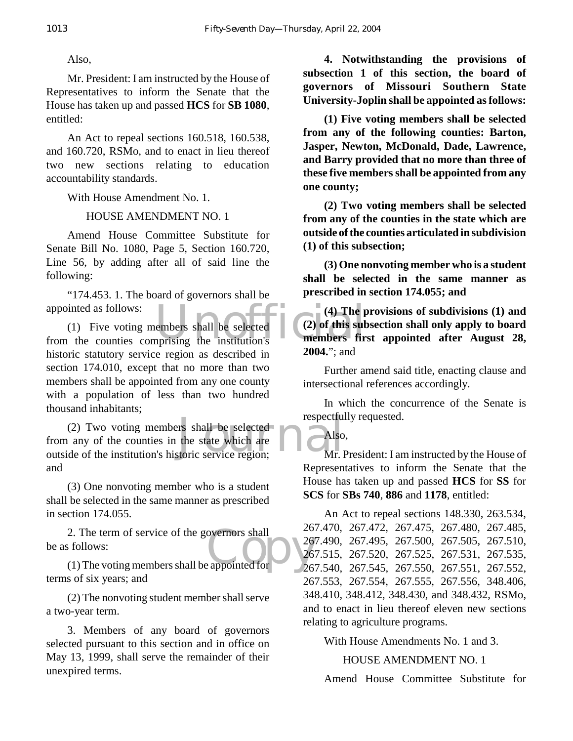Also,

Mr. President: I am instructed by the House of Representatives to inform the Senate that the House has taken up and passed **HCS** for **SB 1080**, entitled:

An Act to repeal sections 160.518, 160.538, and 160.720, RSMo, and to enact in lieu thereof two new sections relating to education accountability standards.

With House Amendment No. 1.

HOUSE AMENDMENT NO. 1

Amend House Committee Substitute for Senate Bill No. 1080, Page 5, Section 160.720, Line 56, by adding after all of said line the following:

"174.453. 1. The board of governors shall be appointed as follows:

(1) Five voting members shall be selected from the counties comprising the institution's historic statutory service region as described in section 174.010, except that no more than two members shall be appointed from any one county with a population of less than two hundred thousand inhabitants;

(2) Two voting members shall be selected from any of the counties in the state which are outside of the institution's historic service region; and

(3) One nonvoting member who is a student shall be selected in the same manner as prescribed in section 174.055.

2. The term of service of the governors shall be as follows:

(1) The voting members shall be appointed for terms of six years; and

(2) The nonvoting student member shall serve a two-year term.

3. Members of any board of governors selected pursuant to this section and in office on May 13, 1999, shall serve the remainder of their unexpired terms.

**4. Notwithstanding the provisions of subsection 1 of this section, the board of governors of Missouri Southern State University-Joplin shall be appointed as follows:**

**(1) Five voting members shall be selected from any of the following counties: Barton, Jasper, Newton, McDonald, Dade, Lawrence, and Barry provided that no more than three of these five members shall be appointed from any one county;**

**(2) Two voting members shall be selected from any of the counties in the state which are outside of the counties articulated in subdivision (1) of this subsection;**

**(3) One nonvoting member who is a student shall be selected in the same manner as prescribed in section 174.055; and**

**(4) The provisions of subdivisions (1) and (2) of this subsection shall only apply to board members first appointed after August 28, 2004.**"; and

Further amend said title, enacting clause and intersectional references accordingly.

In which the concurrence of the Senate is respectfully requested.

Also,

Mr. President: I am instructed by the House of Representatives to inform the Senate that the House has taken up and passed **HCS** for **SS** for **SCS** for **SBs 740**, **886** and **1178**, entitled:

An Act to repeal sections 148.330, 263.534, 267.470, 267.472, 267.475, 267.480, 267.485, 267.490, 267.495, 267.500, 267.505, 267.510, 267.515, 267.520, 267.525, 267.531, 267.535, 267.540, 267.545, 267.550, 267.551, 267.552, 267.553, 267.554, 267.555, 267.556, 348.406, 348.410, 348.412, 348.430, and 348.432, RSMo, and to enact in lieu thereof eleven new sections relating to agriculture programs.

With House Amendments No. 1 and 3.

HOUSE AMENDMENT NO. 1

Amend House Committee Substitute for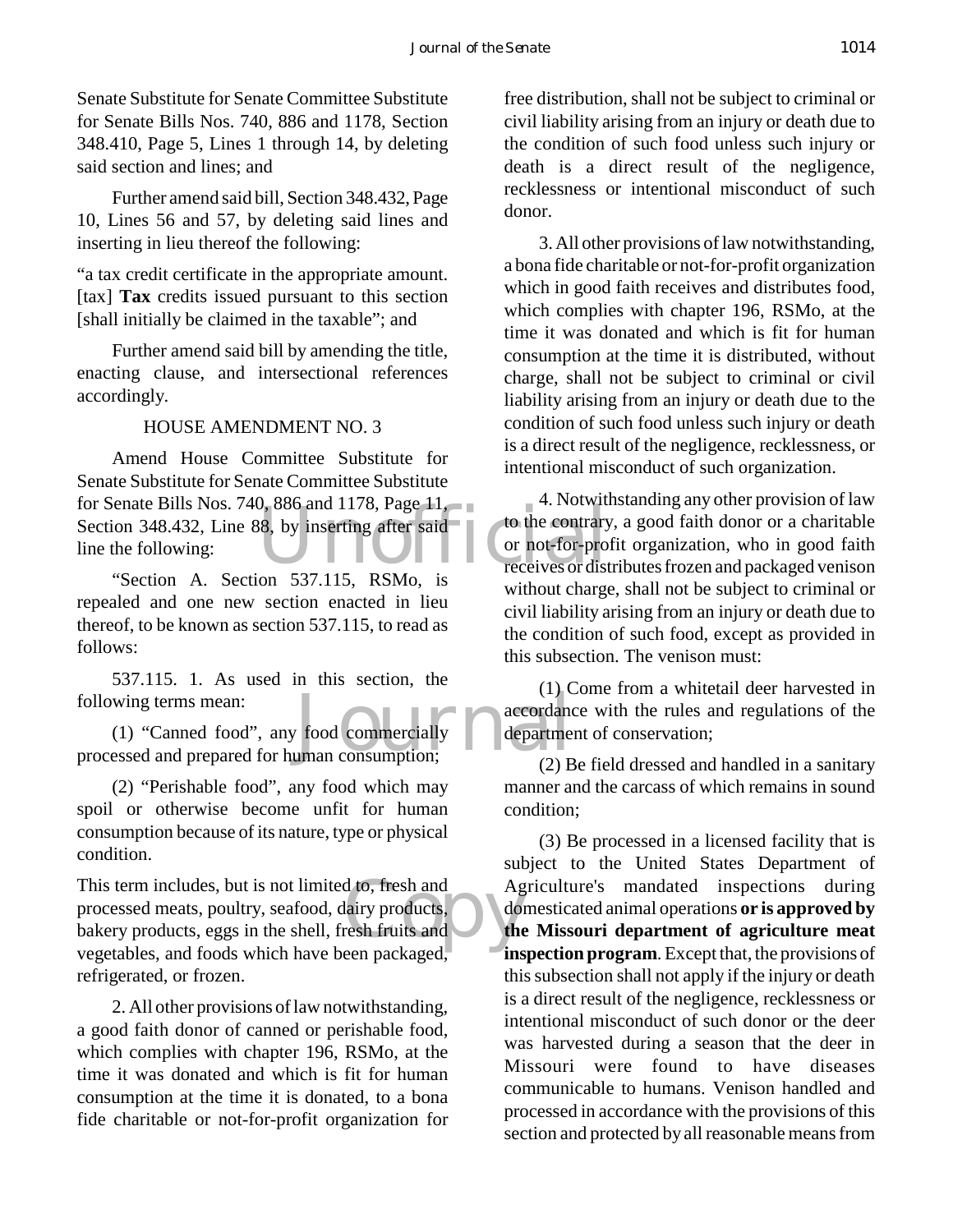Senate Substitute for Senate Committee Substitute for Senate Bills Nos. 740, 886 and 1178, Section 348.410, Page 5, Lines 1 through 14, by deleting said section and lines; and

Further amend said bill, Section 348.432, Page 10, Lines 56 and 57, by deleting said lines and inserting in lieu thereof the following:

"a tax credit certificate in the appropriate amount. [tax] **Tax** credits issued pursuant to this section [shall initially be claimed in the taxable"; and

Further amend said bill by amending the title, enacting clause, and intersectional references accordingly.

HOUSE AMENDMENT NO. 3

Amend House Committee Substitute for Senate Substitute for Senate Committee Substitute for Senate Bills Nos. 740, 886 and 1178, Page 11, Section 348.432, Line 88, by inserting after said line the following:

"Section A. Section 537.115, RSMo, is repealed and one new section enacted in lieu thereof, to be known as section 537.115, to read as follows:

537.115. 1. As used in this section, the following terms mean:

(1) "Canned food", any food commercially processed and prepared for human consumption;

(2) "Perishable food", any food which may spoil or otherwise become unfit for human consumption because of its nature, type or physical condition.

This term includes, but is not limited to, fresh and processed meats, poultry, seafood, dairy products, bakery products, eggs in the shell, fresh fruits and vegetables, and foods which have been packaged, refrigerated, or frozen.

2. All other provisions of law notwithstanding, a good faith donor of canned or perishable food, which complies with chapter 196, RSMo, at the time it was donated and which is fit for human consumption at the time it is donated, to a bona fide charitable or not-for-profit organization for free distribution, shall not be subject to criminal or civil liability arising from an injury or death due to the condition of such food unless such injury or death is a direct result of the negligence, recklessness or intentional misconduct of such donor.

3. All other provisions of law notwithstanding, a bona fide charitable or not-for-profit organization which in good faith receives and distributes food, which complies with chapter 196, RSMo, at the time it was donated and which is fit for human consumption at the time it is distributed, without charge, shall not be subject to criminal or civil liability arising from an injury or death due to the condition of such food unless such injury or death is a direct result of the negligence, recklessness, or intentional misconduct of such organization.

4. Notwithstanding any other provision of law to the contrary, a good faith donor or a charitable or not-for-profit organization, who in good faith receives or distributes frozen and packaged venison without charge, shall not be subject to criminal or civil liability arising from an injury or death due to the condition of such food, except as provided in this subsection. The venison must:

(1) Come from a whitetail deer harvested in accordance with the rules and regulations of the department of conservation;

(2) Be field dressed and handled in a sanitary manner and the carcass of which remains in sound condition;

(3) Be processed in a licensed facility that is subject to the United States Department of Agriculture's mandated inspections during domesticated animal operations **or is approved by the Missouri department of agriculture meat inspection program**. Except that, the provisions of this subsection shall not apply if the injury or death is a direct result of the negligence, recklessness or intentional misconduct of such donor or the deer was harvested during a season that the deer in Missouri were found to have diseases communicable to humans. Venison handled and processed in accordance with the provisions of this section and protected by all reasonable means from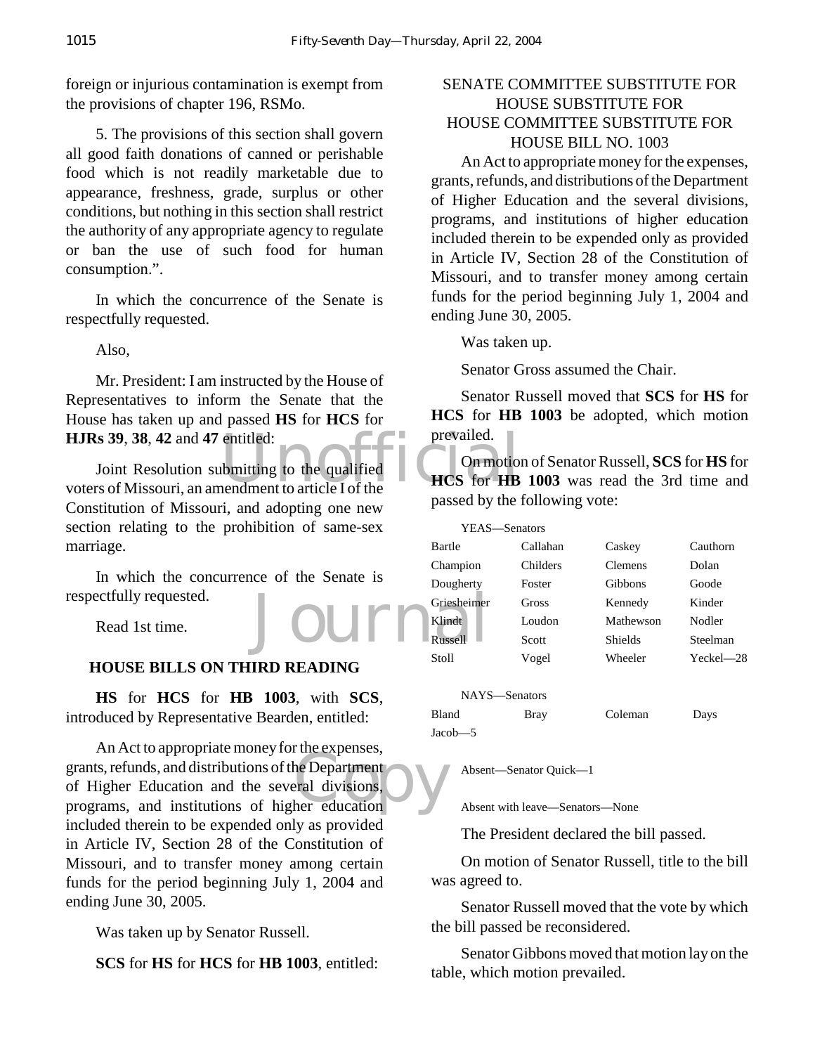foreign or injurious contamination is exempt from the provisions of chapter 196, RSMo.

5. The provisions of this section shall govern all good faith donations of canned or perishable food which is not readily marketable due to appearance, freshness, grade, surplus or other conditions, but nothing in this section shall restrict the authority of any appropriate agency to regulate or ban the use of such food for human consumption.".

In which the concurrence of the Senate is respectfully requested.

Also,

Mr. President: I am instructed by the House of Representatives to inform the Senate that the House has taken up and passed **HS** for **HCS** for **HJRs 39**, **38**, **42** and **47** entitled:

Joint Resolution submitting to the qualified voters of Missouri, an amendment to article I of the Constitution of Missouri, and adopting one new section relating to the prohibition of same-sex marriage.

In which the concurrence of the Senate is respectfully requested.

Read 1st time.

## HOUSE BILLS ON THIRD READING

**HS** for **HCS** for **HB 1003**, with **SCS**, introduced by Representative Bearden, entitled:

An Act to appropriate money for the expenses, grants, refunds, and distributions of the Department of Higher Education and the several divisions, programs, and institutions of higher education included therein to be expended only as provided in Article IV, Section 28 of the Constitution of Missouri, and to transfer money among certain funds for the period beginning July 1, 2004 and ending June 30, 2005.

Was taken up by Senator Russell.

**SCS** for **HS** for **HCS** for **HB 1003**, entitled:

SENATE COMMITTEE SUBSTITUTE FOR HOUSE SUBSTITUTE FOR HOUSE COMMITTEE SUBSTITUTE FOR HOUSE BILL NO. 1003

An Act to appropriate money for the expenses, grants, refunds, and distributions of the Department of Higher Education and the several divisions, programs, and institutions of higher education included therein to be expended only as provided in Article IV, Section 28 of the Constitution of Missouri, and to transfer money among certain funds for the period beginning July 1, 2004 and ending June 30, 2005.

Was taken up.

Senator Gross assumed the Chair.

Senator Russell moved that **SCS** for **HS** for **HCS** for **HB 1003** be adopted, which motion prevailed.

On motion of Senator Russell, **SCS** for **HS** for **HCS** for **HB 1003** was read the 3rd time and passed by the following vote:

YEAS—Senators

| | | | |
|---|---|---|---|
| Bartle | Callahan | Caskey | Cauthorn |
| Champion | Childers | Clemens | Dolan |
| Dougherty | Foster | Gibbons | Goode |
| Griesheimer | Gross | Kennedy | Kinder |
| Klindt | Loudon | Mathewson | Nodler |
| Russell | Scott | Shields | Steelman |
| Stoll | Vogel | Wheeler | Yeckel—28 |

NAYS—Senators

| | | | |
|---|---|---|---|
| Bland | Bray | Coleman | Days |
| Jacob—5 | | | |

Absent—Senator Quick—1

Absent with leave—Senators—None

The President declared the bill passed.

On motion of Senator Russell, title to the bill was agreed to.

Senator Russell moved that the vote by which the bill passed be reconsidered.

Senator Gibbons moved that motion lay on the table, which motion prevailed.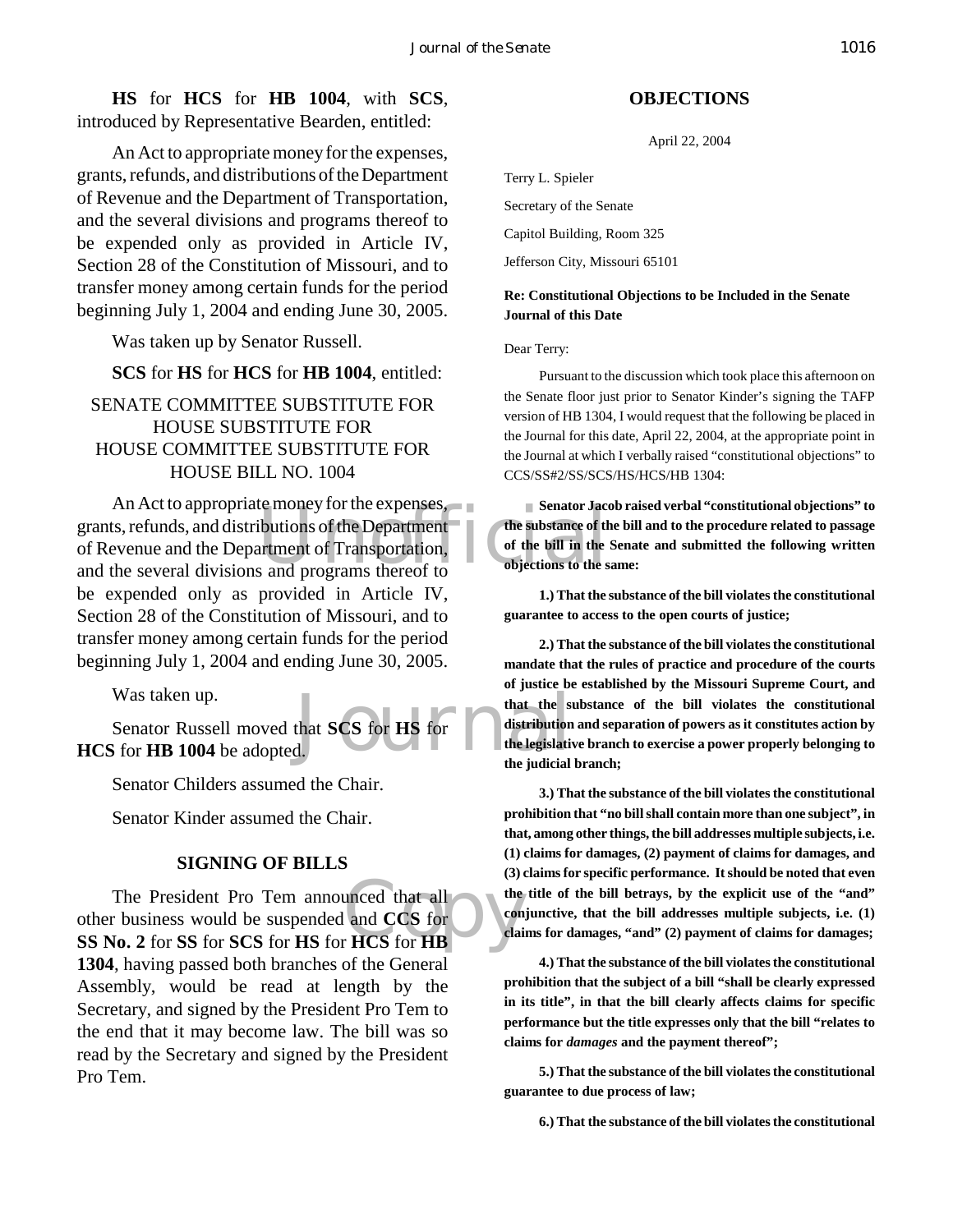**HS** for **HCS** for **HB 1004**, with **SCS**, introduced by Representative Bearden, entitled:

An Act to appropriate money for the expenses, grants, refunds, and distributions of the Department of Revenue and the Department of Transportation, and the several divisions and programs thereof to be expended only as provided in Article IV, Section 28 of the Constitution of Missouri, and to transfer money among certain funds for the period beginning July 1, 2004 and ending June 30, 2005.

Was taken up by Senator Russell.

**SCS** for **HS** for **HCS** for **HB 1004**, entitled:

SENATE COMMITTEE SUBSTITUTE FOR HOUSE SUBSTITUTE FOR HOUSE COMMITTEE SUBSTITUTE FOR HOUSE BILL NO. 1004

An Act to appropriate money for the expenses, grants, refunds, and distributions of the Department of Revenue and the Department of Transportation, and the several divisions and programs thereof to be expended only as provided in Article IV, Section 28 of the Constitution of Missouri, and to transfer money among certain funds for the period beginning July 1, 2004 and ending June 30, 2005.

Was taken up.

Senator Russell moved that **SCS** for **HS** for **HCS** for **HB 1004** be adopted.

Senator Childers assumed the Chair.

Senator Kinder assumed the Chair.

## SIGNING OF BILLS

The President Pro Tem announced that all other business would be suspended and **CCS** for **SS No. 2** for **SS** for **SCS** for **HS** for **HCS** for **HB 1304**, having passed both branches of the General Assembly, would be read at length by the Secretary, and signed by the President Pro Tem to the end that it may become law. The bill was so read by the Secretary and signed by the President Pro Tem.

## OBJECTIONS

April 22, 2004

Terry L. Spieler

Secretary of the Senate

Capitol Building, Room 325

Jefferson City, Missouri 65101

**Re: Constitutional Objections to be Included in the Senate Journal of this Date**

Dear Terry:

Pursuant to the discussion which took place this afternoon on the Senate floor just prior to Senator Kinder's signing the TAFP version of HB 1304, I would request that the following be placed in the Journal for this date, April 22, 2004, at the appropriate point in the Journal at which I verbally raised "constitutional objections" to CCS/SS#2/SS/SCS/HS/HCS/HB 1304:

**Senator Jacob raised verbal "constitutional objections" to the substance of the bill and to the procedure related to passage of the bill in the Senate and submitted the following written objections to the same:**

**1.) That the substance of the bill violates the constitutional guarantee to access to the open courts of justice;**

**2.) That the substance of the bill violates the constitutional mandate that the rules of practice and procedure of the courts of justice be established by the Missouri Supreme Court, and that the substance of the bill violates the constitutional distribution and separation of powers as it constitutes action by the legislative branch to exercise a power properly belonging to the judicial branch;**

**3.) That the substance of the bill violates the constitutional prohibition that "no bill shall contain more than one subject", in that, among other things, the bill addresses multiple subjects, i.e. (1) claims for damages, (2) payment of claims for damages, and (3) claims for specific performance. It should be noted that even the title of the bill betrays, by the explicit use of the "and" conjunctive, that the bill addresses multiple subjects, i.e. (1) claims for damages, "and" (2) payment of claims for damages;**

**4.) That the substance of the bill violates the constitutional prohibition that the subject of a bill "shall be clearly expressed in its title", in that the bill clearly affects claims for specific performance but the title expresses only that the bill "relates to claims for *damages* and the payment thereof";**

**5.) That the substance of the bill violates the constitutional guarantee to due process of law;**

**6.) That the substance of the bill violates the constitutional**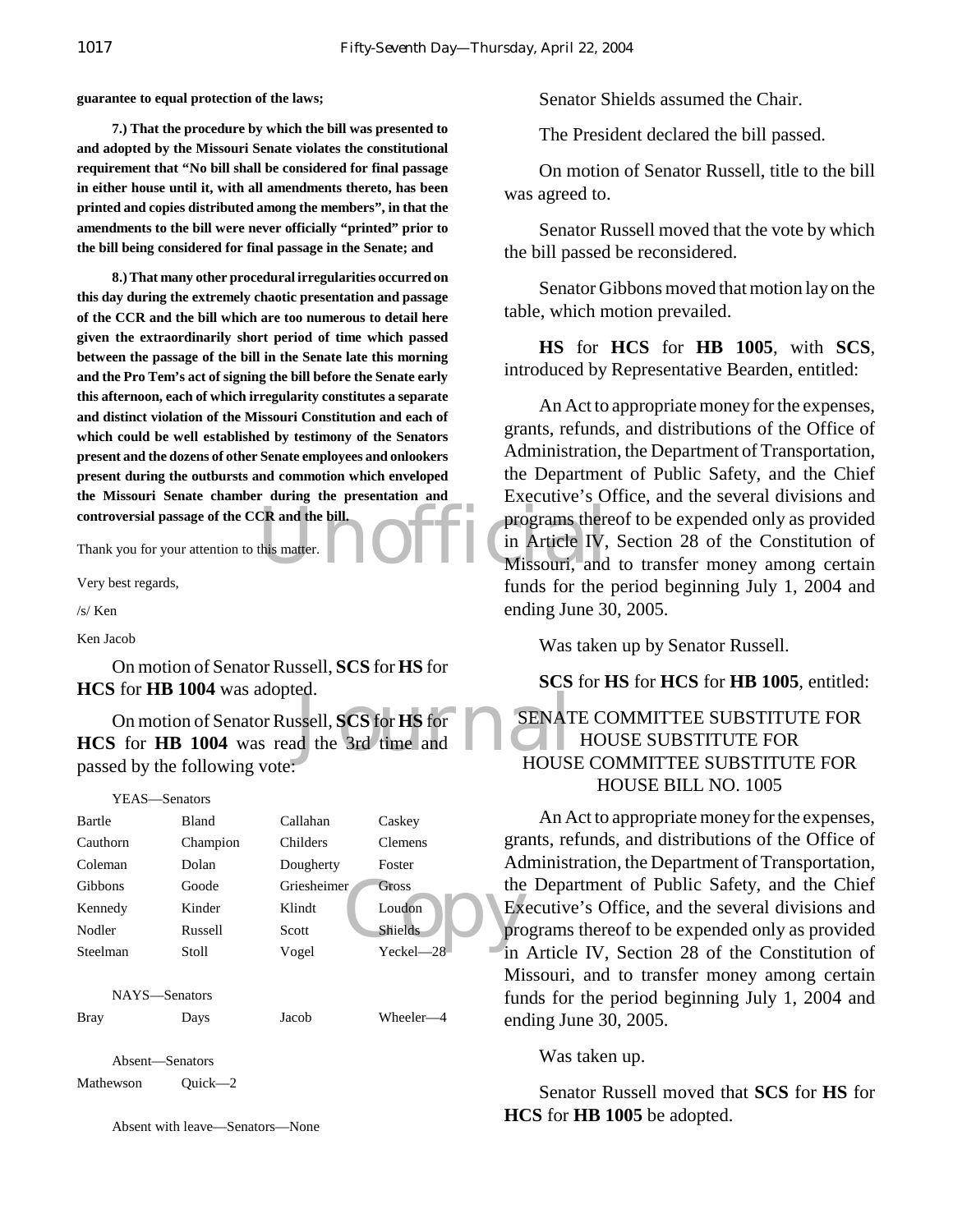**guarantee to equal protection of the laws;**

**7.) That the procedure by which the bill was presented to and adopted by the Missouri Senate violates the constitutional requirement that "No bill shall be considered for final passage in either house until it, with all amendments thereto, has been printed and copies distributed among the members", in that the amendments to the bill were never officially "printed" prior to the bill being considered for final passage in the Senate; and**

**8.) That many other procedural irregularities occurred on this day during the extremely chaotic presentation and passage of the CCR and the bill which are too numerous to detail here given the extraordinarily short period of time which passed between the passage of the bill in the Senate late this morning and the Pro Tem's act of signing the bill before the Senate early this afternoon, each of which irregularity constitutes a separate and distinct violation of the Missouri Constitution and each of which could be well established by testimony of the Senators present and the dozens of other Senate employees and onlookers present during the outbursts and commotion which enveloped the Missouri Senate chamber during the presentation and controversial passage of the CCR and the bill.**

Thank you for your attention to this matter.

Very best regards,

/s/ Ken

Ken Jacob

On motion of Senator Russell, **SCS** for **HS** for **HCS** for **HB 1004** was adopted.

On motion of Senator Russell, **SCS** for **HS** for **HCS** for **HB 1004** was read the 3rd time and passed by the following vote:

YEAS—Senators

| | | | |
|---|---|---|---|
| Bartle | Bland | Callahan | Caskey |
| Cauthorn | Champion | Childers | Clemens |
| Coleman | Dolan | Dougherty | Foster |
| Gibbons | Goode | Griesheimer | Gross |
| Kennedy | Kinder | Klindt | Loudon |
| Nodler | Russell | Scott | Shields |
| Steelman | Stoll | Vogel | Yeckel—28 |

NAYS—Senators

| | | | |
|---|---|---|---|
| Bray | Days | Jacob | Wheeler—4 |

Absent—Senators

| | |
|---|---|
| Mathewson | Quick—2 |

Absent with leave—Senators—None

Senator Shields assumed the Chair.

The President declared the bill passed.

On motion of Senator Russell, title to the bill was agreed to.

Senator Russell moved that the vote by which the bill passed be reconsidered.

Senator Gibbons moved that motion lay on the table, which motion prevailed.

**HS** for **HCS** for **HB 1005**, with **SCS**, introduced by Representative Bearden, entitled:

An Act to appropriate money for the expenses, grants, refunds, and distributions of the Office of Administration, the Department of Transportation, the Department of Public Safety, and the Chief Executive's Office, and the several divisions and programs thereof to be expended only as provided in Article IV, Section 28 of the Constitution of Missouri, and to transfer money among certain funds for the period beginning July 1, 2004 and ending June 30, 2005.

Was taken up by Senator Russell.

**SCS** for **HS** for **HCS** for **HB 1005**, entitled:

SENATE COMMITTEE SUBSTITUTE FOR
HOUSE SUBSTITUTE FOR
HOUSE COMMITTEE SUBSTITUTE FOR
HOUSE BILL NO. 1005

An Act to appropriate money for the expenses, grants, refunds, and distributions of the Office of Administration, the Department of Transportation, the Department of Public Safety, and the Chief Executive's Office, and the several divisions and programs thereof to be expended only as provided in Article IV, Section 28 of the Constitution of Missouri, and to transfer money among certain funds for the period beginning July 1, 2004 and ending June 30, 2005.

Was taken up.

Senator Russell moved that **SCS** for **HS** for **HCS** for **HB 1005** be adopted.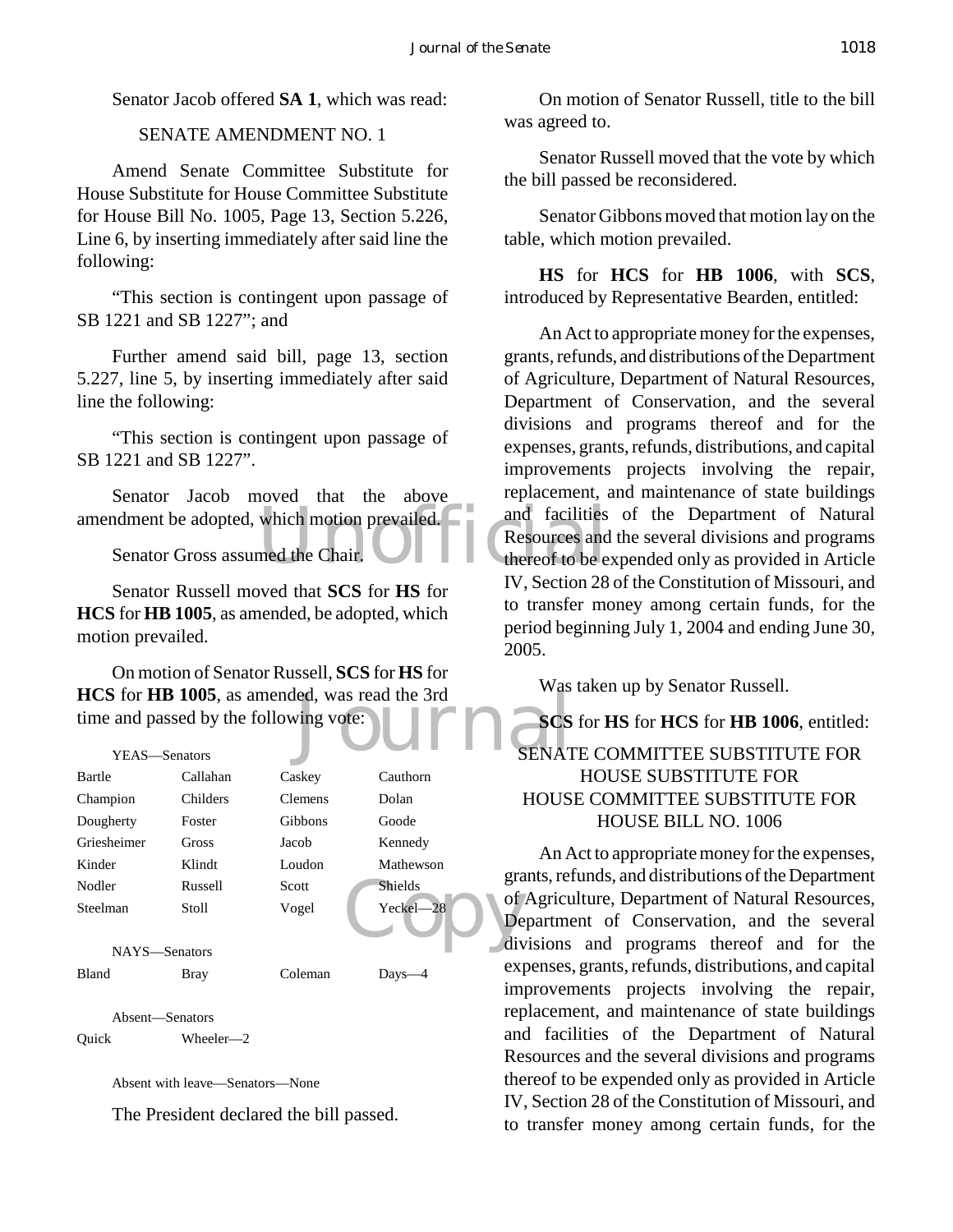Senator Jacob offered **SA 1**, which was read:

SENATE AMENDMENT NO. 1

Amend Senate Committee Substitute for House Substitute for House Committee Substitute for House Bill No. 1005, Page 13, Section 5.226, Line 6, by inserting immediately after said line the following:

"This section is contingent upon passage of SB 1221 and SB 1227"; and

Further amend said bill, page 13, section 5.227, line 5, by inserting immediately after said line the following:

"This section is contingent upon passage of SB 1221 and SB 1227".

Senator Jacob moved that the above amendment be adopted, which motion prevailed.

Senator Gross assumed the Chair.

Senator Russell moved that **SCS** for **HS** for **HCS** for **HB 1005**, as amended, be adopted, which motion prevailed.

On motion of Senator Russell, **SCS** for **HS** for **HCS** for **HB 1005**, as amended, was read the 3rd time and passed by the following vote:

YEAS—Senators

| | | | |
|---|---|---|---|
| Bartle | Callahan | Caskey | Cauthorn |
| Champion | Childers | Clemens | Dolan |
| Dougherty | Foster | Gibbons | Goode |
| Griesheimer | Gross | Jacob | Kennedy |
| Kinder | Klindt | Loudon | Mathewson |
| Nodler | Russell | Scott | Shields |
| Steelman | Stoll | Vogel | Yeckel—28 |

NAYS—Senators

| | | | |
|---|---|---|---|
| Bland | Bray | Coleman | Days—4 |

Absent—Senators

| | |
|---|---|
| Quick | Wheeler—2 |

Absent with leave—Senators—None

The President declared the bill passed.

On motion of Senator Russell, title to the bill was agreed to.

Senator Russell moved that the vote by which the bill passed be reconsidered.

Senator Gibbons moved that motion lay on the table, which motion prevailed.

**HS** for **HCS** for **HB 1006**, with **SCS**, introduced by Representative Bearden, entitled:

An Act to appropriate money for the expenses, grants, refunds, and distributions of the Department of Agriculture, Department of Natural Resources, Department of Conservation, and the several divisions and programs thereof and for the expenses, grants, refunds, distributions, and capital improvements projects involving the repair, replacement, and maintenance of state buildings and facilities of the Department of Natural Resources and the several divisions and programs thereof to be expended only as provided in Article IV, Section 28 of the Constitution of Missouri, and to transfer money among certain funds, for the period beginning July 1, 2004 and ending June 30, 2005.

Was taken up by Senator Russell.

**SCS** for **HS** for **HCS** for **HB 1006**, entitled:

SENATE COMMITTEE SUBSTITUTE FOR
HOUSE SUBSTITUTE FOR
HOUSE COMMITTEE SUBSTITUTE FOR
HOUSE BILL NO. 1006

An Act to appropriate money for the expenses, grants, refunds, and distributions of the Department of Agriculture, Department of Natural Resources, Department of Conservation, and the several divisions and programs thereof and for the expenses, grants, refunds, distributions, and capital improvements projects involving the repair, replacement, and maintenance of state buildings and facilities of the Department of Natural Resources and the several divisions and programs thereof to be expended only as provided in Article IV, Section 28 of the Constitution of Missouri, and to transfer money among certain funds, for the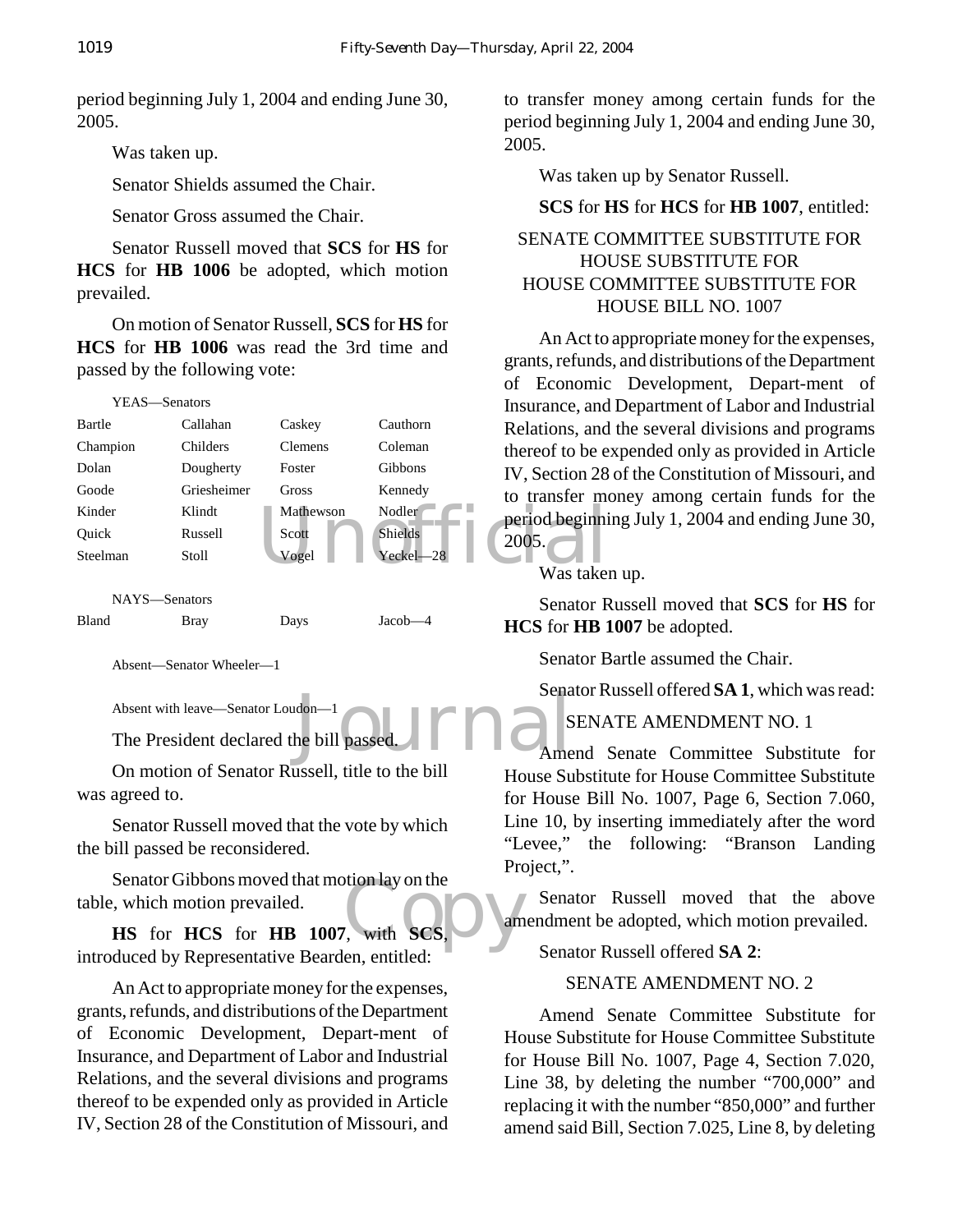period beginning July 1, 2004 and ending June 30, 2005.

Was taken up.

Senator Shields assumed the Chair.

Senator Gross assumed the Chair.

Senator Russell moved that **SCS** for **HS** for **HCS** for **HB 1006** be adopted, which motion prevailed.

On motion of Senator Russell, **SCS** for **HS** for **HCS** for **HB 1006** was read the 3rd time and passed by the following vote:

YEAS—Senators

| | | | |
|---|---|---|---|
| Bartle | Callahan | Caskey | Cauthorn |
| Champion | Childers | Clemens | Coleman |
| Dolan | Dougherty | Foster | Gibbons |
| Goode | Griesheimer | Gross | Kennedy |
| Kinder | Klindt | Mathewson | Nodler |
| Quick | Russell | Scott | Shields |
| Steelman | Stoll | Vogel | Yeckel—28 |

NAYS—Senators

| | | | |
|---|---|---|---|
| Bland | Bray | Days | Jacob—4 |

Absent—Senator Wheeler—1

Absent with leave—Senator Loudon—1

The President declared the bill passed.

On motion of Senator Russell, title to the bill was agreed to.

Senator Russell moved that the vote by which the bill passed be reconsidered.

Senator Gibbons moved that motion lay on the table, which motion prevailed.

**HS** for **HCS** for **HB 1007**, with **SCS**, introduced by Representative Bearden, entitled:

An Act to appropriate money for the expenses, grants, refunds, and distributions of the Department of Economic Development, Depart-ment of Insurance, and Department of Labor and Industrial Relations, and the several divisions and programs thereof to be expended only as provided in Article IV, Section 28 of the Constitution of Missouri, and to transfer money among certain funds for the period beginning July 1, 2004 and ending June 30, 2005.

Was taken up by Senator Russell.

**SCS** for **HS** for **HCS** for **HB 1007**, entitled:

SENATE COMMITTEE SUBSTITUTE FOR HOUSE SUBSTITUTE FOR HOUSE COMMITTEE SUBSTITUTE FOR HOUSE BILL NO. 1007

An Act to appropriate money for the expenses, grants, refunds, and distributions of the Department of Economic Development, Depart-ment of Insurance, and Department of Labor and Industrial Relations, and the several divisions and programs thereof to be expended only as provided in Article IV, Section 28 of the Constitution of Missouri, and to transfer money among certain funds for the period beginning July 1, 2004 and ending June 30, 2005.

Was taken up.

Senator Russell moved that **SCS** for **HS** for **HCS** for **HB 1007** be adopted.

Senator Bartle assumed the Chair.

Senator Russell offered **SA 1**, which was read:

SENATE AMENDMENT NO. 1

Amend Senate Committee Substitute for House Substitute for House Committee Substitute for House Bill No. 1007, Page 6, Section 7.060, Line 10, by inserting immediately after the word "Levee," the following: "Branson Landing Project,".

Senator Russell moved that the above amendment be adopted, which motion prevailed.

Senator Russell offered **SA 2**:

SENATE AMENDMENT NO. 2

Amend Senate Committee Substitute for House Substitute for House Committee Substitute for House Bill No. 1007, Page 4, Section 7.020, Line 38, by deleting the number "700,000" and replacing it with the number "850,000" and further amend said Bill, Section 7.025, Line 8, by deleting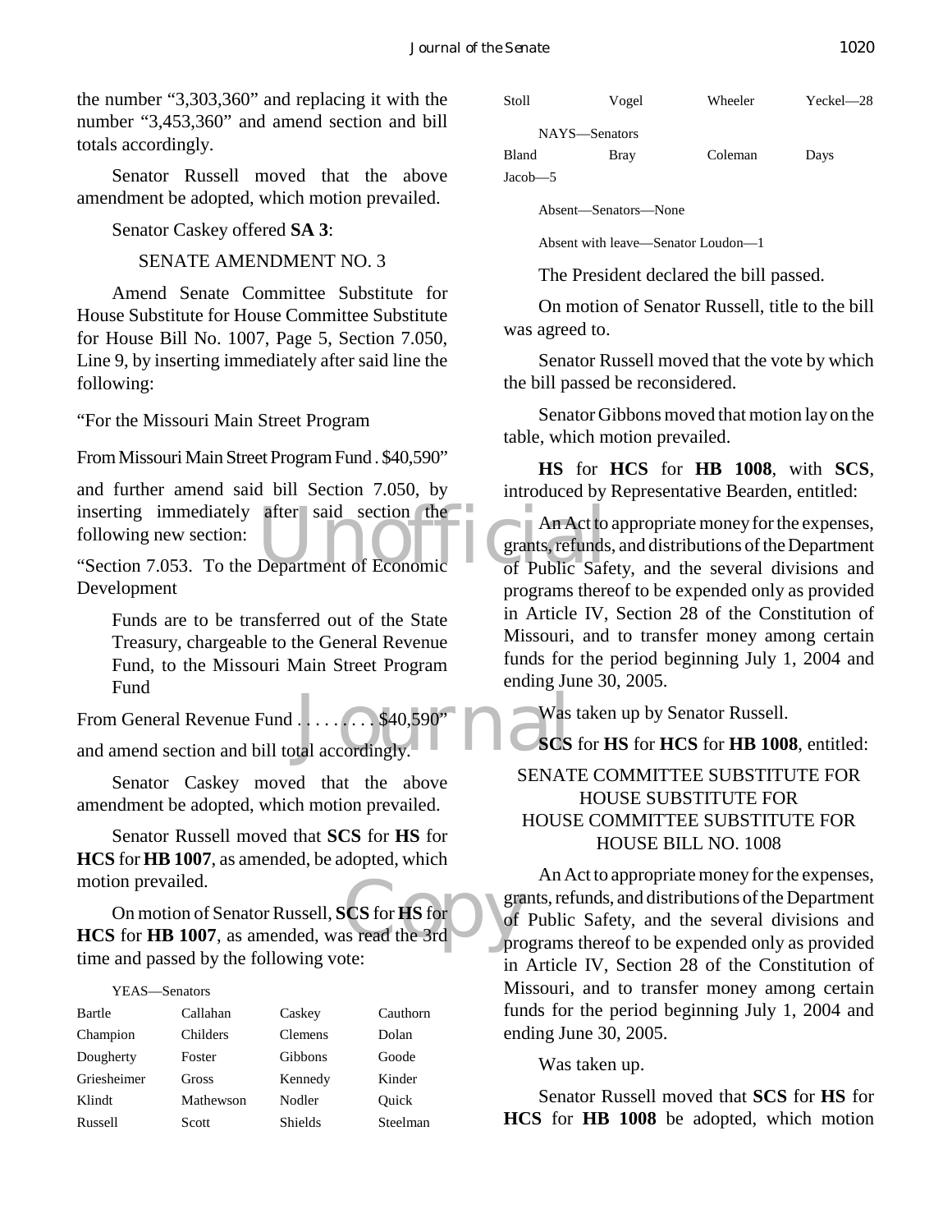the number "3,303,360" and replacing it with the number "3,453,360" and amend section and bill totals accordingly.

Senator Russell moved that the above amendment be adopted, which motion prevailed.

Senator Caskey offered **SA 3**:

SENATE AMENDMENT NO. 3

Amend Senate Committee Substitute for House Substitute for House Committee Substitute for House Bill No. 1007, Page 5, Section 7.050, Line 9, by inserting immediately after said line the following:

"For the Missouri Main Street Program

From Missouri Main Street Program Fund . $40,590"

and further amend said bill Section 7.050, by inserting immediately after said section the following new section:

"Section 7.053. To the Department of Economic Development

Funds are to be transferred out of the State Treasury, chargeable to the General Revenue Fund, to the Missouri Main Street Program Fund

From General Revenue Fund . . . . . . . . . $40,590"

and amend section and bill total accordingly.

Senator Caskey moved that the above amendment be adopted, which motion prevailed.

Senator Russell moved that **SCS** for **HS** for **HCS** for **HB 1007**, as amended, be adopted, which motion prevailed.

On motion of Senator Russell, **SCS** for **HS** for **HCS** for **HB 1007**, as amended, was read the 3rd time and passed by the following vote:

YEAS—Senators

| | | | |
|---|---|---|---|
| Bartle | Callahan | Caskey | Cauthorn |
| Champion | Childers | Clemens | Dolan |
| Dougherty | Foster | Gibbons | Goode |
| Griesheimer | Gross | Kennedy | Kinder |
| Klindt | Mathewson | Nodler | Quick |
| Russell | Scott | Shields | Steelman |
| Stoll | Vogel | Wheeler | Yeckel—28 |

NAYS—Senators

| | | | |
|---|---|---|---|
| Bland | Bray | Coleman | Days |
| Jacob—5 | | | |

Absent—Senators—None

Absent with leave—Senator Loudon—1

The President declared the bill passed.

On motion of Senator Russell, title to the bill was agreed to.

Senator Russell moved that the vote by which the bill passed be reconsidered.

Senator Gibbons moved that motion lay on the table, which motion prevailed.

**HS** for **HCS** for **HB 1008**, with **SCS**, introduced by Representative Bearden, entitled:

An Act to appropriate money for the expenses, grants, refunds, and distributions of the Department of Public Safety, and the several divisions and programs thereof to be expended only as provided in Article IV, Section 28 of the Constitution of Missouri, and to transfer money among certain funds for the period beginning July 1, 2004 and ending June 30, 2005.

Was taken up by Senator Russell.

**SCS** for **HS** for **HCS** for **HB 1008**, entitled:

SENATE COMMITTEE SUBSTITUTE FOR HOUSE SUBSTITUTE FOR HOUSE COMMITTEE SUBSTITUTE FOR HOUSE BILL NO. 1008

An Act to appropriate money for the expenses, grants, refunds, and distributions of the Department of Public Safety, and the several divisions and programs thereof to be expended only as provided in Article IV, Section 28 of the Constitution of Missouri, and to transfer money among certain funds for the period beginning July 1, 2004 and ending June 30, 2005.

Was taken up.

Senator Russell moved that **SCS** for **HS** for **HCS** for **HB 1008** be adopted, which motion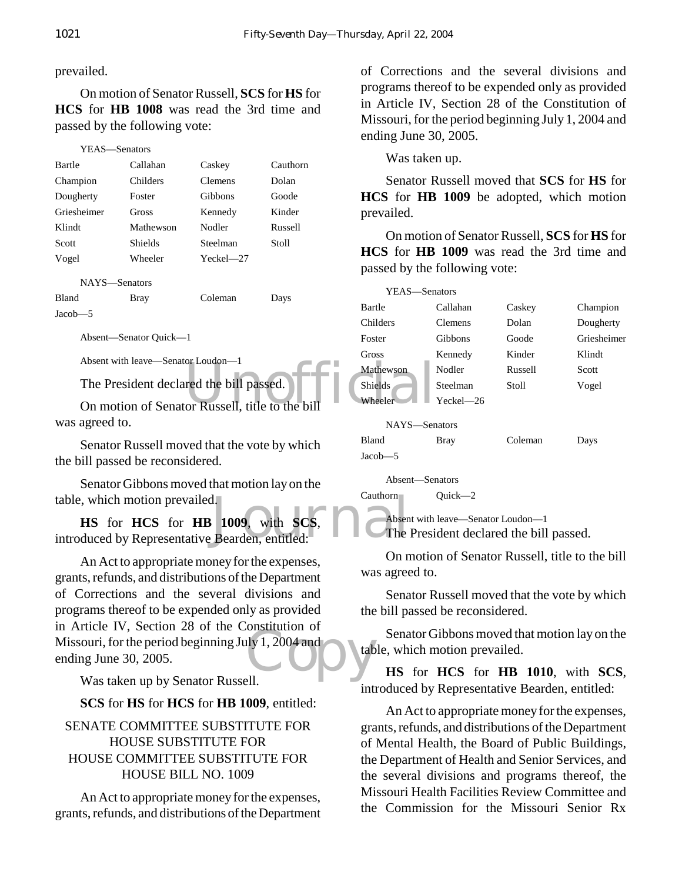prevailed.

On motion of Senator Russell, **SCS** for **HS** for **HCS** for **HB 1008** was read the 3rd time and passed by the following vote:

YEAS—Senators

| | | | |
|---|---|---|---|
| Bartle | Callahan | Caskey | Cauthorn |
| Champion | Childers | Clemens | Dolan |
| Dougherty | Foster | Gibbons | Goode |
| Griesheimer | Gross | Kennedy | Kinder |
| Klindt | Mathewson | Nodler | Russell |
| Scott | Shields | Steelman | Stoll |
| Vogel | Wheeler | Yeckel—27 | |

NAYS—Senators

| | | | |
|---|---|---|---|
| Bland | Bray | Coleman | Days |
| Jacob—5 | | | |

Absent—Senator Quick—1

Absent with leave—Senator Loudon—1

The President declared the bill passed.

On motion of Senator Russell, title to the bill was agreed to.

Senator Russell moved that the vote by which the bill passed be reconsidered.

Senator Gibbons moved that motion lay on the table, which motion prevailed.

**HS** for **HCS** for **HB 1009**, with **SCS**, introduced by Representative Bearden, entitled:

An Act to appropriate money for the expenses, grants, refunds, and distributions of the Department of Corrections and the several divisions and programs thereof to be expended only as provided in Article IV, Section 28 of the Constitution of Missouri, for the period beginning July 1, 2004 and ending June 30, 2005.

Was taken up by Senator Russell.

**SCS** for **HS** for **HCS** for **HB 1009**, entitled:

SENATE COMMITTEE SUBSTITUTE FOR
HOUSE SUBSTITUTE FOR
HOUSE COMMITTEE SUBSTITUTE FOR
HOUSE BILL NO. 1009

An Act to appropriate money for the expenses, grants, refunds, and distributions of the Department of Corrections and the several divisions and programs thereof to be expended only as provided in Article IV, Section 28 of the Constitution of Missouri, for the period beginning July 1, 2004 and ending June 30, 2005.

Was taken up.

Senator Russell moved that **SCS** for **HS** for **HCS** for **HB 1009** be adopted, which motion prevailed.

On motion of Senator Russell, **SCS** for **HS** for **HCS** for **HB 1009** was read the 3rd time and passed by the following vote:

YEAS—Senators

| | | | |
|---|---|---|---|
| Bartle | Callahan | Caskey | Champion |
| Childers | Clemens | Dolan | Dougherty |
| Foster | Gibbons | Goode | Griesheimer |
| Gross | Kennedy | Kinder | Klindt |
| Mathewson | Nodler | Russell | Scott |
| Shields | Steelman | Stoll | Vogel |
| Wheeler | Yeckel—26 | | |

NAYS—Senators

| | | | |
|---|---|---|---|
| Bland | Bray | Coleman | Days |
| Jacob—5 | | | |

Absent—Senators

| | |
|---|---|
| Cauthorn | Quick—2 |

Absent with leave—Senator Loudon—1

The President declared the bill passed.

On motion of Senator Russell, title to the bill was agreed to.

Senator Russell moved that the vote by which the bill passed be reconsidered.

Senator Gibbons moved that motion lay on the table, which motion prevailed.

**HS** for **HCS** for **HB 1010**, with **SCS**, introduced by Representative Bearden, entitled:

An Act to appropriate money for the expenses, grants, refunds, and distributions of the Department of Mental Health, the Board of Public Buildings, the Department of Health and Senior Services, and the several divisions and programs thereof, the Missouri Health Facilities Review Committee and the Commission for the Missouri Senior Rx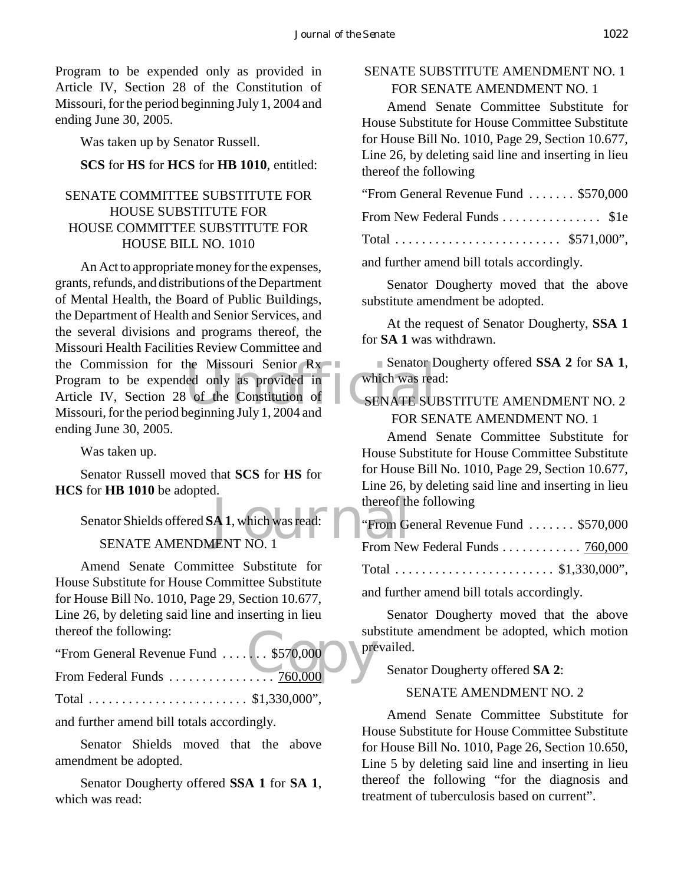Program to be expended only as provided in Article IV, Section 28 of the Constitution of Missouri, for the period beginning July 1, 2004 and ending June 30, 2005.

Was taken up by Senator Russell.

**SCS** for **HS** for **HCS** for **HB 1010**, entitled:

SENATE COMMITTEE SUBSTITUTE FOR HOUSE SUBSTITUTE FOR HOUSE COMMITTEE SUBSTITUTE FOR HOUSE BILL NO. 1010

An Act to appropriate money for the expenses, grants, refunds, and distributions of the Department of Mental Health, the Board of Public Buildings, the Department of Health and Senior Services, and the several divisions and programs thereof, the Missouri Health Facilities Review Committee and the Commission for the Missouri Senior Rx Program to be expended only as provided in Article IV, Section 28 of the Constitution of Missouri, for the period beginning July 1, 2004 and ending June 30, 2005.

Was taken up.

Senator Russell moved that **SCS** for **HS** for **HCS** for **HB 1010** be adopted.

Senator Shields offered **SA 1**, which was read:

SENATE AMENDMENT NO. 1

Amend Senate Committee Substitute for House Substitute for House Committee Substitute for House Bill No. 1010, Page 29, Section 10.677, Line 26, by deleting said line and inserting in lieu thereof the following:

"From General Revenue Fund . . . . . . . $570,000

From Federal Funds . . . . . . . . . . . . . . . . 760,000

Total . . . . . . . . . . . . . . . . . . . . . . . . $1,330,000",

and further amend bill totals accordingly.

Senator Shields moved that the above amendment be adopted.

Senator Dougherty offered **SSA 1** for **SA 1**, which was read:

SENATE SUBSTITUTE AMENDMENT NO. 1 FOR SENATE AMENDMENT NO. 1

Amend Senate Committee Substitute for House Substitute for House Committee Substitute for House Bill No. 1010, Page 29, Section 10.677, Line 26, by deleting said line and inserting in lieu thereof the following

"From General Revenue Fund . . . . . . . $570,000

From New Federal Funds . . . . . . . . . . . . . . . $1e

Total . . . . . . . . . . . . . . . . . . . . . . . . . $571,000",

and further amend bill totals accordingly.

Senator Dougherty moved that the above substitute amendment be adopted.

At the request of Senator Dougherty, **SSA 1** for **SA 1** was withdrawn.

Senator Dougherty offered **SSA 2** for **SA 1**, which was read:

SENATE SUBSTITUTE AMENDMENT NO. 2 FOR SENATE AMENDMENT NO. 1

Amend Senate Committee Substitute for House Substitute for House Committee Substitute for House Bill No. 1010, Page 29, Section 10.677, Line 26, by deleting said line and inserting in lieu thereof the following

"From General Revenue Fund . . . . . . . $570,000

From New Federal Funds . . . . . . . . . . . . 760,000

Total . . . . . . . . . . . . . . . . . . . . . . . . $1,330,000",

and further amend bill totals accordingly.

Senator Dougherty moved that the above substitute amendment be adopted, which motion prevailed.

Senator Dougherty offered **SA 2**:

SENATE AMENDMENT NO. 2

Amend Senate Committee Substitute for House Substitute for House Committee Substitute for House Bill No. 1010, Page 26, Section 10.650, Line 5 by deleting said line and inserting in lieu thereof the following "for the diagnosis and treatment of tuberculosis based on current".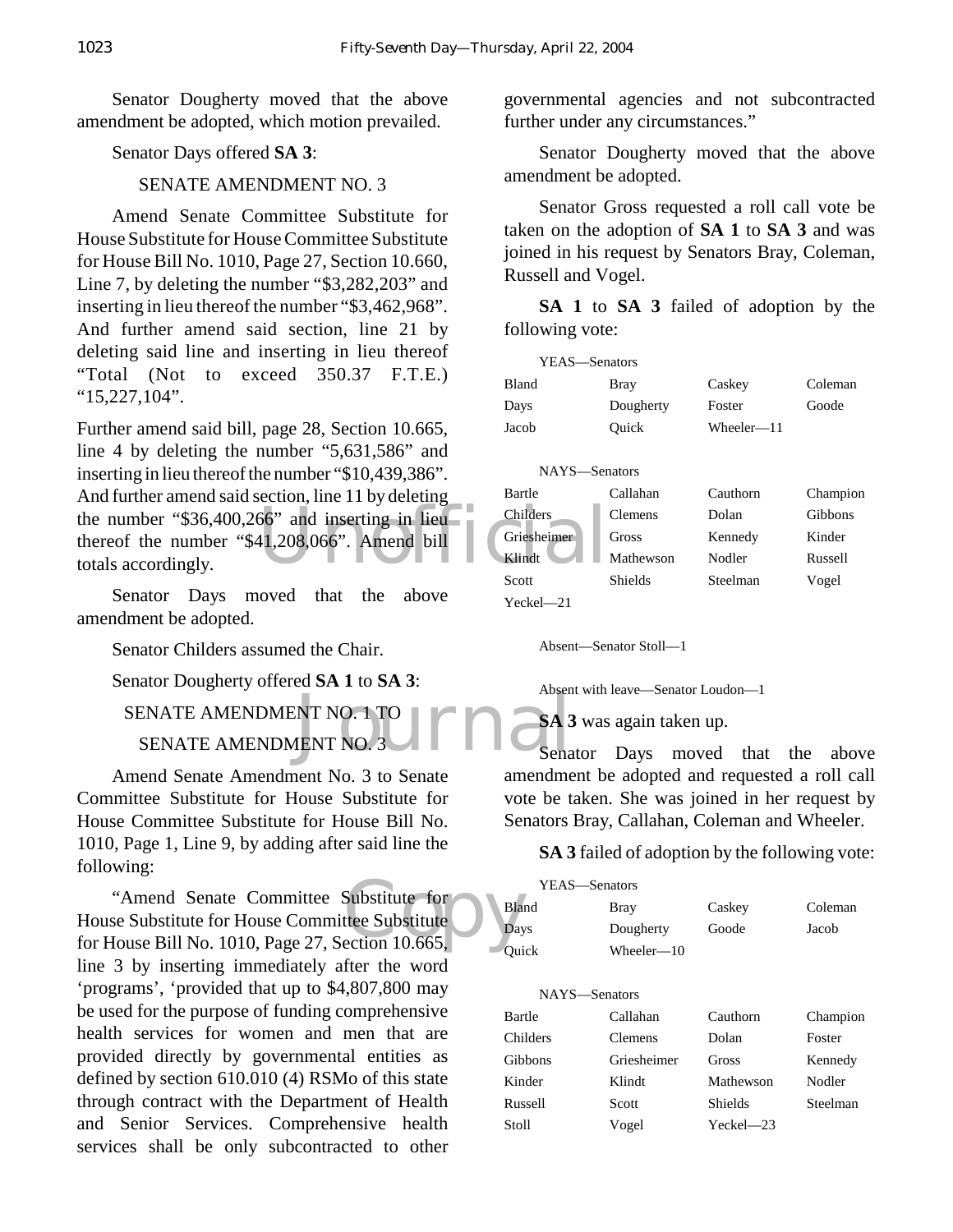Senator Dougherty moved that the above amendment be adopted, which motion prevailed.

Senator Days offered **SA 3**:

SENATE AMENDMENT NO. 3

Amend Senate Committee Substitute for House Substitute for House Committee Substitute for House Bill No. 1010, Page 27, Section 10.660, Line 7, by deleting the number "$3,282,203" and inserting in lieu thereof the number "$3,462,968". And further amend said section, line 21 by deleting said line and inserting in lieu thereof "Total (Not to exceed 350.37 F.T.E.) "15,227,104".

Further amend said bill, page 28, Section 10.665, line 4 by deleting the number "5,631,586" and inserting in lieu thereof the number "$10,439,386". And further amend said section, line 11 by deleting the number "$36,400,266" and inserting in lieu thereof the number "$41,208,066". Amend bill totals accordingly.

Senator Days moved that the above amendment be adopted.

Senator Childers assumed the Chair.

Senator Dougherty offered **SA 1** to **SA 3**:

SENATE AMENDMENT NO. 1 TO
SENATE AMENDMENT NO. 3

Amend Senate Amendment No. 3 to Senate Committee Substitute for House Substitute for House Committee Substitute for House Bill No. 1010, Page 1, Line 9, by adding after said line the following:

"Amend Senate Committee Substitute for House Substitute for House Committee Substitute for House Bill No. 1010, Page 27, Section 10.665, line 3 by inserting immediately after the word 'programs', 'provided that up to $4,807,800 may be used for the purpose of funding comprehensive health services for women and men that are provided directly by governmental entities as defined by section 610.010 (4) RSMo of this state through contract with the Department of Health and Senior Services. Comprehensive health services shall be only subcontracted to other governmental agencies and not subcontracted further under any circumstances."

Senator Dougherty moved that the above amendment be adopted.

Senator Gross requested a roll call vote be taken on the adoption of **SA 1** to **SA 3** and was joined in his request by Senators Bray, Coleman, Russell and Vogel.

**SA 1** to **SA 3** failed of adoption by the following vote:

YEAS—Senators

| | | | |
|---|---|---|---|
| Bland | Bray | Caskey | Coleman |
| Days | Dougherty | Foster | Goode |
| Jacob | Quick | Wheeler—11 | |

NAYS—Senators

| | | | |
|---|---|---|---|
| Bartle | Callahan | Cauthorn | Champion |
| Childers | Clemens | Dolan | Gibbons |
| Griesheimer | Gross | Kennedy | Kinder |
| Klindt | Mathewson | Nodler | Russell |
| Scott | Shields | Steelman | Vogel |
| Yeckel—21 | | | |

Absent—Senator Stoll—1

Absent with leave—Senator Loudon—1

**SA 3** was again taken up.

Senator Days moved that the above amendment be adopted and requested a roll call vote be taken. She was joined in her request by Senators Bray, Callahan, Coleman and Wheeler.

**SA 3** failed of adoption by the following vote:

YEAS—Senators

| | | | |
|---|---|---|---|
| Bland | Bray | Caskey | Coleman |
| Days | Dougherty | Goode | Jacob |
| Quick | Wheeler—10 | | |

NAYS—Senators

| | | | |
|---|---|---|---|
| Bartle | Callahan | Cauthorn | Champion |
| Childers | Clemens | Dolan | Foster |
| Gibbons | Griesheimer | Gross | Kennedy |
| Kinder | Klindt | Mathewson | Nodler |
| Russell | Scott | Shields | Steelman |
| Stoll | Vogel | Yeckel—23 | |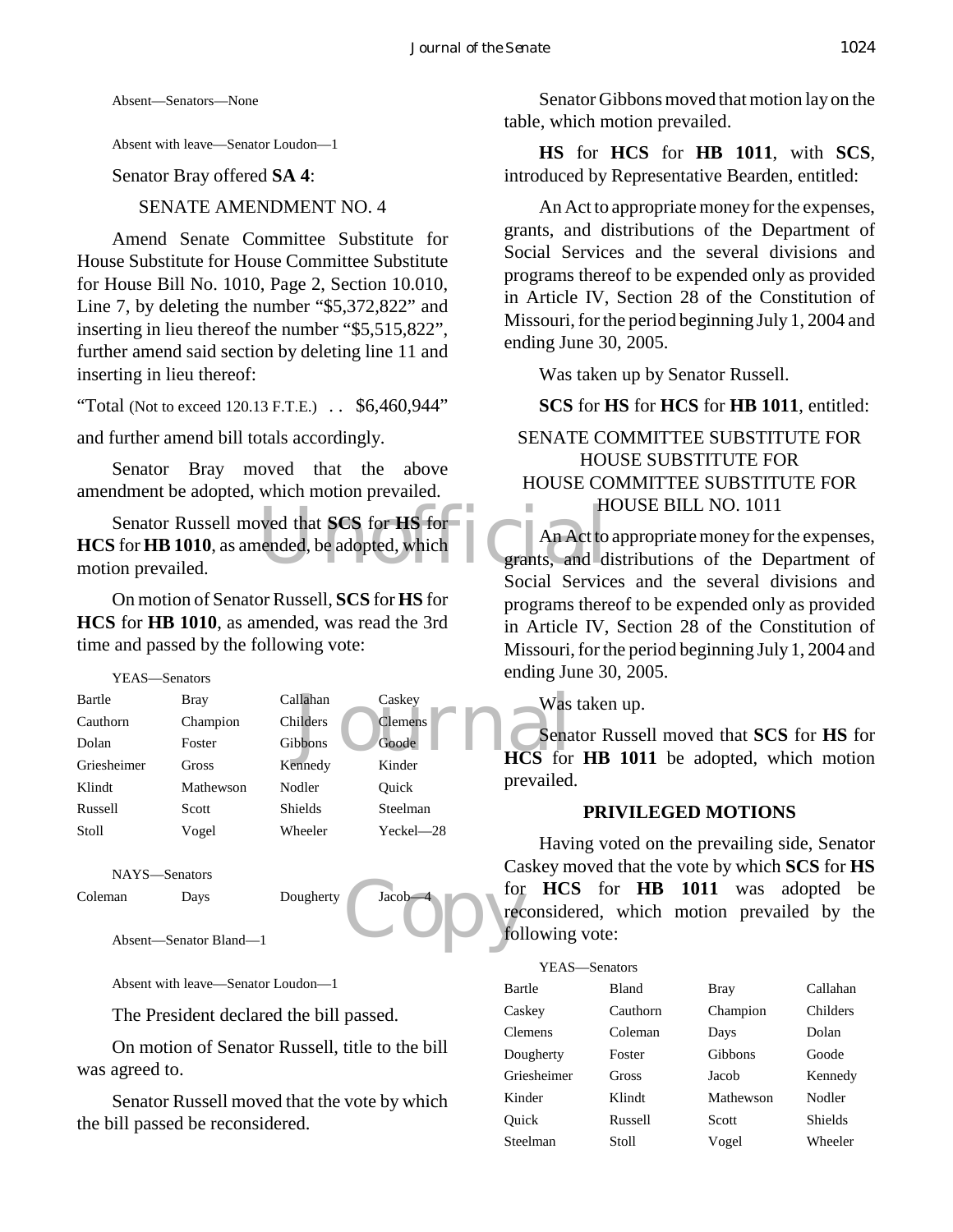Absent—Senators—None

Absent with leave—Senator Loudon—1

Senator Bray offered **SA 4**:

SENATE AMENDMENT NO. 4

Amend Senate Committee Substitute for House Substitute for House Committee Substitute for House Bill No. 1010, Page 2, Section 10.010, Line 7, by deleting the number "$5,372,822" and inserting in lieu thereof the number "$5,515,822", further amend said section by deleting line 11 and inserting in lieu thereof:

"Total (Not to exceed 120.13 F.T.E.) . . $6,460,944"

and further amend bill totals accordingly.

Senator Bray moved that the above amendment be adopted, which motion prevailed.

Senator Russell moved that **SCS** for **HS** for **HCS** for **HB 1010**, as amended, be adopted, which motion prevailed.

On motion of Senator Russell, **SCS** for **HS** for **HCS** for **HB 1010**, as amended, was read the 3rd time and passed by the following vote:

YEAS—Senators

| | | | |
|---|---|---|---|
| Bartle | Bray | Callahan | Caskey |
| Cauthorn | Champion | Childers | Clemens |
| Dolan | Foster | Gibbons | Goode |
| Griesheimer | Gross | Kennedy | Kinder |
| Klindt | Mathewson | Nodler | Quick |
| Russell | Scott | Shields | Steelman |
| Stoll | Vogel | Wheeler | Yeckel—28 |

NAYS—Senators

| | | | |
|---|---|---|---|
| Coleman | Days | Dougherty | Jacob—4 |

Absent—Senator Bland—1

Absent with leave—Senator Loudon—1

The President declared the bill passed.

On motion of Senator Russell, title to the bill was agreed to.

Senator Russell moved that the vote by which the bill passed be reconsidered.

Senator Gibbons moved that motion lay on the table, which motion prevailed.

**HS** for **HCS** for **HB 1011**, with **SCS**, introduced by Representative Bearden, entitled:

An Act to appropriate money for the expenses, grants, and distributions of the Department of Social Services and the several divisions and programs thereof to be expended only as provided in Article IV, Section 28 of the Constitution of Missouri, for the period beginning July 1, 2004 and ending June 30, 2005.

Was taken up by Senator Russell.

**SCS** for **HS** for **HCS** for **HB 1011**, entitled:

SENATE COMMITTEE SUBSTITUTE FOR HOUSE SUBSTITUTE FOR HOUSE COMMITTEE SUBSTITUTE FOR HOUSE BILL NO. 1011

An Act to appropriate money for the expenses, grants, and distributions of the Department of Social Services and the several divisions and programs thereof to be expended only as provided in Article IV, Section 28 of the Constitution of Missouri, for the period beginning July 1, 2004 and ending June 30, 2005.

Was taken up.

Senator Russell moved that **SCS** for **HS** for **HCS** for **HB 1011** be adopted, which motion prevailed.

## PRIVILEGED MOTIONS

Having voted on the prevailing side, Senator Caskey moved that the vote by which **SCS** for **HS** for **HCS** for **HB 1011** was adopted be reconsidered, which motion prevailed by the following vote:

YEAS—Senators

| | | | |
|---|---|---|---|
| Bartle | Bland | Bray | Callahan |
| Caskey | Cauthorn | Champion | Childers |
| Clemens | Coleman | Days | Dolan |
| Dougherty | Foster | Gibbons | Goode |
| Griesheimer | Gross | Jacob | Kennedy |
| Kinder | Klindt | Mathewson | Nodler |
| Quick | Russell | Scott | Shields |
| Steelman | Stoll | Vogel | Wheeler |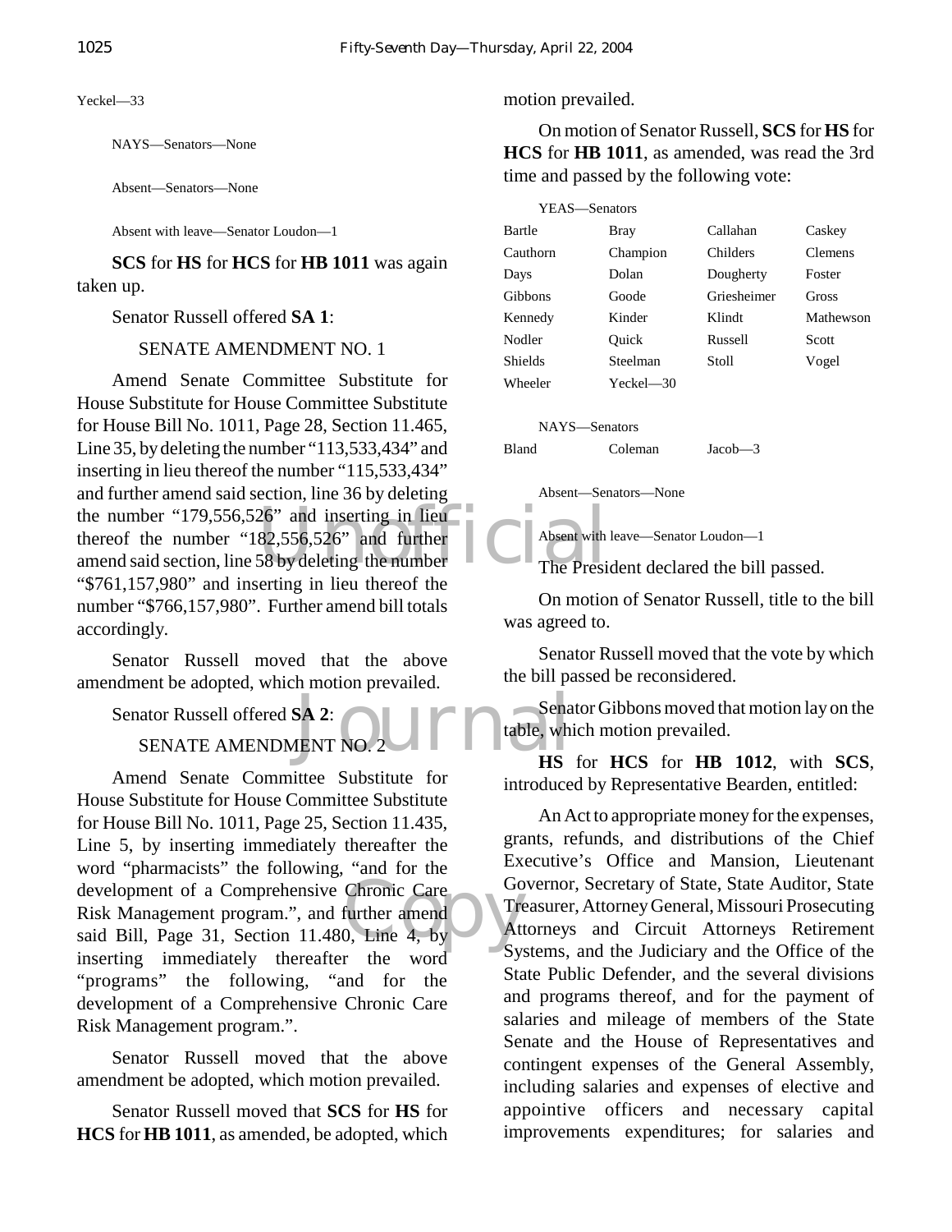Yeckel—33

NAYS—Senators—None

Absent—Senators—None

Absent with leave—Senator Loudon—1

**SCS** for **HS** for **HCS** for **HB 1011** was again taken up.

Senator Russell offered **SA 1**:

SENATE AMENDMENT NO. 1

Amend Senate Committee Substitute for House Substitute for House Committee Substitute for House Bill No. 1011, Page 28, Section 11.465, Line 35, by deleting the number "113,533,434" and inserting in lieu thereof the number "115,533,434" and further amend said section, line 36 by deleting the number "179,556,526" and inserting in lieu thereof the number "182,556,526" and further amend said section, line 58 by deleting the number "$761,157,980" and inserting in lieu thereof the number "$766,157,980". Further amend bill totals accordingly.

Senator Russell moved that the above amendment be adopted, which motion prevailed.

Senator Russell offered **SA 2**:

SENATE AMENDMENT NO. 2

Amend Senate Committee Substitute for House Substitute for House Committee Substitute for House Bill No. 1011, Page 25, Section 11.435, Line 5, by inserting immediately thereafter the word "pharmacists" the following, "and for the development of a Comprehensive Chronic Care Risk Management program.", and further amend said Bill, Page 31, Section 11.480, Line 4, by inserting immediately thereafter the word "programs" the following, "and for the development of a Comprehensive Chronic Care Risk Management program.".

Senator Russell moved that the above amendment be adopted, which motion prevailed.

Senator Russell moved that **SCS** for **HS** for **HCS** for **HB 1011**, as amended, be adopted, which motion prevailed.

On motion of Senator Russell, **SCS** for **HS** for **HCS** for **HB 1011**, as amended, was read the 3rd time and passed by the following vote:

YEAS—Senators

| | | | |
|---|---|---|---|
| Bartle | Bray | Callahan | Caskey |
| Cauthorn | Champion | Childers | Clemens |
| Days | Dolan | Dougherty | Foster |
| Gibbons | Goode | Griesheimer | Gross |
| Kennedy | Kinder | Klindt | Mathewson |
| Nodler | Quick | Russell | Scott |
| Shields | Steelman | Stoll | Vogel |
| Wheeler | Yeckel—30 | | |

NAYS—Senators

| | | |
|---|---|---|
| Bland | Coleman | Jacob—3 |

Absent—Senators—None

Absent with leave—Senator Loudon—1

The President declared the bill passed.

On motion of Senator Russell, title to the bill was agreed to.

Senator Russell moved that the vote by which the bill passed be reconsidered.

Senator Gibbons moved that motion lay on the table, which motion prevailed.

**HS** for **HCS** for **HB 1012**, with **SCS**, introduced by Representative Bearden, entitled:

An Act to appropriate money for the expenses, grants, refunds, and distributions of the Chief Executive's Office and Mansion, Lieutenant Governor, Secretary of State, State Auditor, State Treasurer, Attorney General, Missouri Prosecuting Attorneys and Circuit Attorneys Retirement Systems, and the Judiciary and the Office of the State Public Defender, and the several divisions and programs thereof, and for the payment of salaries and mileage of members of the State Senate and the House of Representatives and contingent expenses of the General Assembly, including salaries and expenses of elective and appointive officers and necessary capital improvements expenditures; for salaries and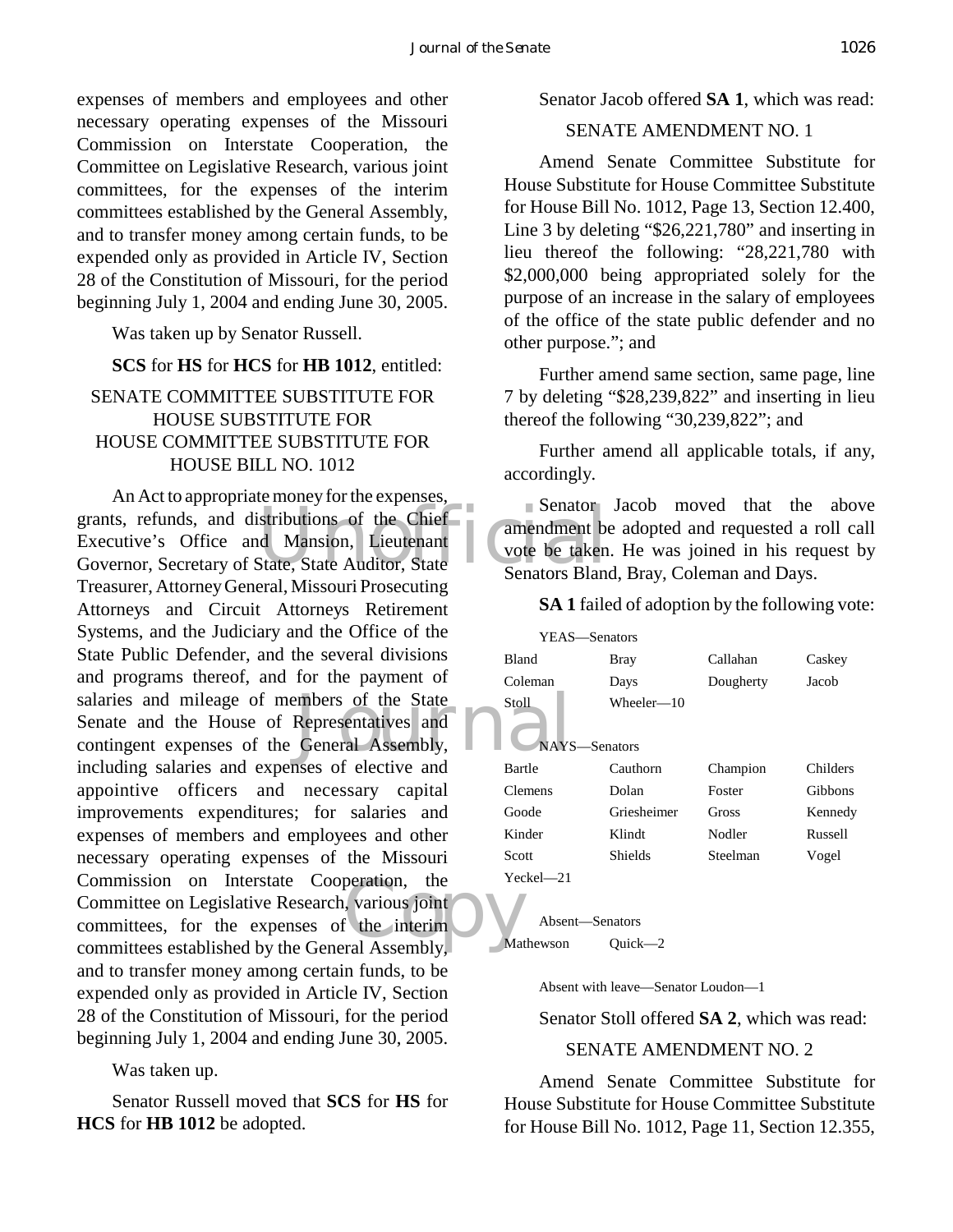expenses of members and employees and other necessary operating expenses of the Missouri Commission on Interstate Cooperation, the Committee on Legislative Research, various joint committees, for the expenses of the interim committees established by the General Assembly, and to transfer money among certain funds, to be expended only as provided in Article IV, Section 28 of the Constitution of Missouri, for the period beginning July 1, 2004 and ending June 30, 2005.

Was taken up by Senator Russell.

**SCS** for **HS** for **HCS** for **HB 1012**, entitled:

SENATE COMMITTEE SUBSTITUTE FOR HOUSE SUBSTITUTE FOR HOUSE COMMITTEE SUBSTITUTE FOR HOUSE BILL NO. 1012

An Act to appropriate money for the expenses, grants, refunds, and distributions of the Chief Executive's Office and Mansion, Lieutenant Governor, Secretary of State, State Auditor, State Treasurer, Attorney General, Missouri Prosecuting Attorneys and Circuit Attorneys Retirement Systems, and the Judiciary and the Office of the State Public Defender, and the several divisions and programs thereof, and for the payment of salaries and mileage of members of the State Senate and the House of Representatives and contingent expenses of the General Assembly, including salaries and expenses of elective and appointive officers and necessary capital improvements expenditures; for salaries and expenses of members and employees and other necessary operating expenses of the Missouri Commission on Interstate Cooperation, the Committee on Legislative Research, various joint committees, for the expenses of the interim committees established by the General Assembly, and to transfer money among certain funds, to be expended only as provided in Article IV, Section 28 of the Constitution of Missouri, for the period beginning July 1, 2004 and ending June 30, 2005.

Was taken up.

Senator Russell moved that **SCS** for **HS** for **HCS** for **HB 1012** be adopted.

Senator Jacob offered **SA 1**, which was read:

SENATE AMENDMENT NO. 1

Amend Senate Committee Substitute for House Substitute for House Committee Substitute for House Bill No. 1012, Page 13, Section 12.400, Line 3 by deleting "$26,221,780" and inserting in lieu thereof the following: "28,221,780 with $2,000,000 being appropriated solely for the purpose of an increase in the salary of employees of the office of the state public defender and no other purpose."; and

Further amend same section, same page, line 7 by deleting "$28,239,822" and inserting in lieu thereof the following "30,239,822"; and

Further amend all applicable totals, if any, accordingly.

Senator Jacob moved that the above amendment be adopted and requested a roll call vote be taken. He was joined in his request by Senators Bland, Bray, Coleman and Days.

**SA 1** failed of adoption by the following vote:

YEAS—Senators

| | | | |
|---|---|---|---|
| Bland | Bray | Callahan | Caskey |
| Coleman | Days | Dougherty | Jacob |
| Stoll | Wheeler—10 | | |

NAYS—Senators

| | | | |
|---|---|---|---|
| Bartle | Cauthorn | Champion | Childers |
| Clemens | Dolan | Foster | Gibbons |
| Goode | Griesheimer | Gross | Kennedy |
| Kinder | Klindt | Nodler | Russell |
| Scott | Shields | Steelman | Vogel |
| Yeckel—21 | | | |

Absent—Senators

| | |
|---|---|
| Mathewson | Quick—2 |

Absent with leave—Senator Loudon—1

Senator Stoll offered **SA 2**, which was read:

SENATE AMENDMENT NO. 2

Amend Senate Committee Substitute for House Substitute for House Committee Substitute for House Bill No. 1012, Page 11, Section 12.355,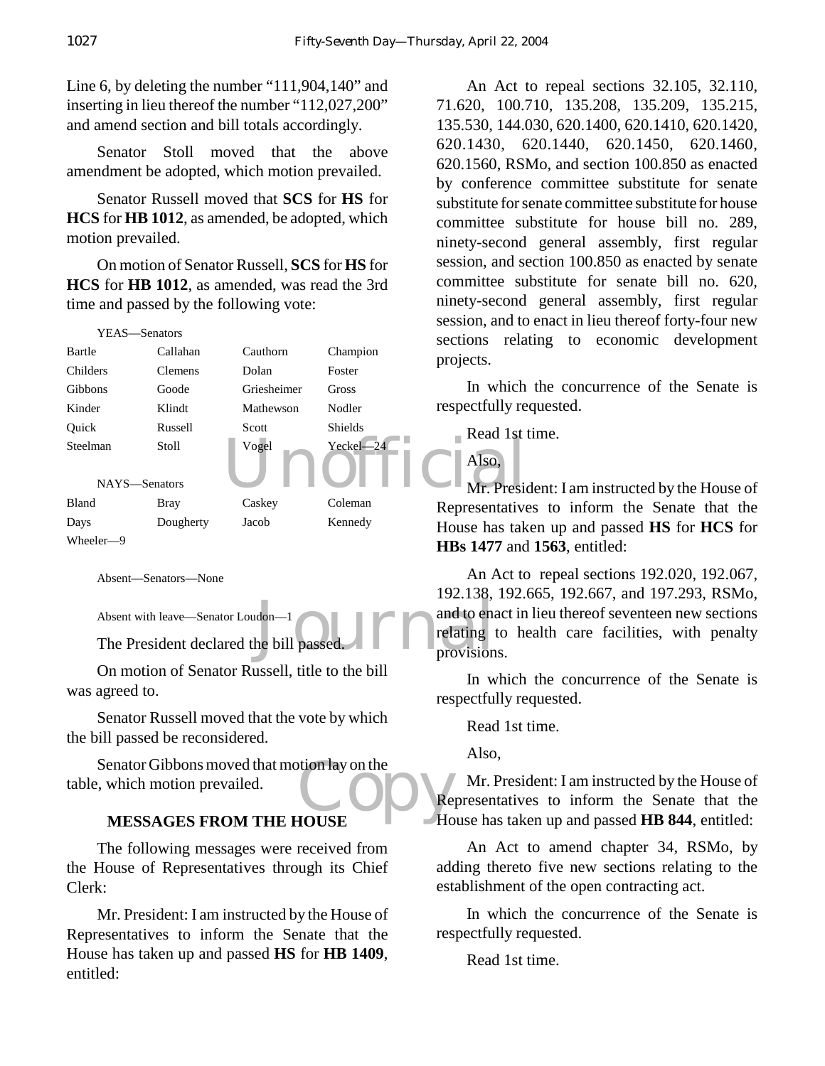Line 6, by deleting the number "111,904,140" and inserting in lieu thereof the number "112,027,200" and amend section and bill totals accordingly.

Senator Stoll moved that the above amendment be adopted, which motion prevailed.

Senator Russell moved that **SCS** for **HS** for **HCS** for **HB 1012**, as amended, be adopted, which motion prevailed.

On motion of Senator Russell, **SCS** for **HS** for **HCS** for **HB 1012**, as amended, was read the 3rd time and passed by the following vote:

YEAS—Senators

| | | | |
|---|---|---|---|
| Bartle | Callahan | Cauthorn | Champion |
| Childers | Clemens | Dolan | Foster |
| Gibbons | Goode | Griesheimer | Gross |
| Kinder | Klindt | Mathewson | Nodler |
| Quick | Russell | Scott | Shields |
| Steelman | Stoll | Vogel | Yeckel—24 |

NAYS—Senators

| | | | |
|---|---|---|---|
| Bland | Bray | Caskey | Coleman |
| Days | Dougherty | Jacob | Kennedy |
| Wheeler—9 | | | |

Absent—Senators—None

Absent with leave—Senator Loudon—1

The President declared the bill passed.

On motion of Senator Russell, title to the bill was agreed to.

Senator Russell moved that the vote by which the bill passed be reconsidered.

Senator Gibbons moved that motion lay on the table, which motion prevailed.

## MESSAGES FROM THE HOUSE

The following messages were received from the House of Representatives through its Chief Clerk:

Mr. President: I am instructed by the House of Representatives to inform the Senate that the House has taken up and passed **HS** for **HB 1409**, entitled:

An Act to repeal sections 32.105, 32.110, 71.620, 100.710, 135.208, 135.209, 135.215, 135.530, 144.030, 620.1400, 620.1410, 620.1420, 620.1430, 620.1440, 620.1450, 620.1460, 620.1560, RSMo, and section 100.850 as enacted by conference committee substitute for senate substitute for senate committee substitute for house committee substitute for house bill no. 289, ninety-second general assembly, first regular session, and section 100.850 as enacted by senate committee substitute for senate bill no. 620, ninety-second general assembly, first regular session, and to enact in lieu thereof forty-four new sections relating to economic development projects.

In which the concurrence of the Senate is respectfully requested.

Read 1st time.

Also,

Mr. President: I am instructed by the House of Representatives to inform the Senate that the House has taken up and passed **HS** for **HCS** for **HBs 1477** and **1563**, entitled:

An Act to repeal sections 192.020, 192.067, 192.138, 192.665, 192.667, and 197.293, RSMo, and to enact in lieu thereof seventeen new sections relating to health care facilities, with penalty provisions.

In which the concurrence of the Senate is respectfully requested.

Read 1st time.

Also,

Mr. President: I am instructed by the House of Representatives to inform the Senate that the House has taken up and passed **HB 844**, entitled:

An Act to amend chapter 34, RSMo, by adding thereto five new sections relating to the establishment of the open contracting act.

In which the concurrence of the Senate is respectfully requested.

Read 1st time.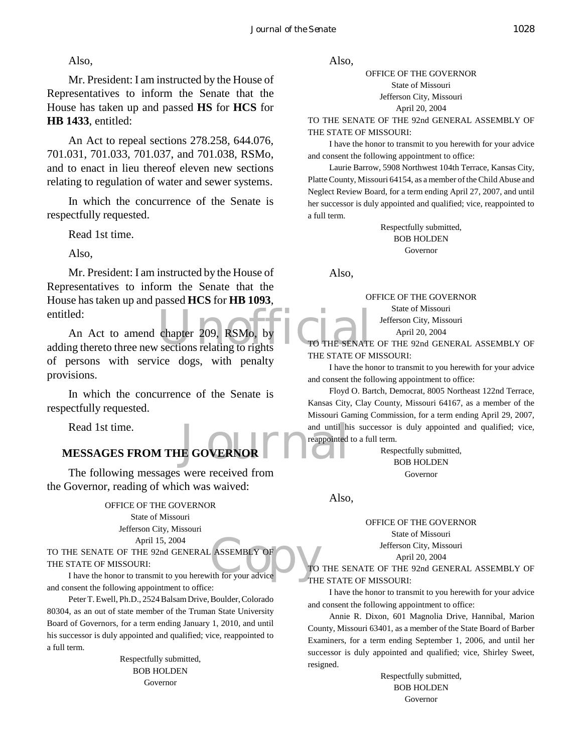Also,

Mr. President: I am instructed by the House of Representatives to inform the Senate that the House has taken up and passed **HS** for **HCS** for **HB 1433**, entitled:

An Act to repeal sections 278.258, 644.076, 701.031, 701.033, 701.037, and 701.038, RSMo, and to enact in lieu thereof eleven new sections relating to regulation of water and sewer systems.

In which the concurrence of the Senate is respectfully requested.

Read 1st time.

Also,

Mr. President: I am instructed by the House of Representatives to inform the Senate that the House has taken up and passed **HCS** for **HB 1093**, entitled:

An Act to amend chapter 209, RSMo, by adding thereto three new sections relating to rights of persons with service dogs, with penalty provisions.

In which the concurrence of the Senate is respectfully requested.

Read 1st time.

## MESSAGES FROM THE GOVERNOR

The following messages were received from the Governor, reading of which was waived:

OFFICE OF THE GOVERNOR
State of Missouri
Jefferson City, Missouri
April 15, 2004

TO THE SENATE OF THE 92nd GENERAL ASSEMBLY OF THE STATE OF MISSOURI:

I have the honor to transmit to you herewith for your advice and consent the following appointment to office:

Peter T. Ewell, Ph.D., 2524 Balsam Drive, Boulder, Colorado 80304, as an out of state member of the Truman State University Board of Governors, for a term ending January 1, 2010, and until his successor is duly appointed and qualified; vice, reappointed to a full term.

Respectfully submitted,
BOB HOLDEN
Governor

Also,

OFFICE OF THE GOVERNOR
State of Missouri
Jefferson City, Missouri
April 20, 2004

TO THE SENATE OF THE 92nd GENERAL ASSEMBLY OF THE STATE OF MISSOURI:

I have the honor to transmit to you herewith for your advice and consent the following appointment to office:

Laurie Barrow, 5908 Northwest 104th Terrace, Kansas City, Platte County, Missouri 64154, as a member of the Child Abuse and Neglect Review Board, for a term ending April 27, 2007, and until her successor is duly appointed and qualified; vice, reappointed to a full term.

Respectfully submitted,
BOB HOLDEN
Governor

Also,

OFFICE OF THE GOVERNOR
State of Missouri
Jefferson City, Missouri
April 20, 2004

TO THE SENATE OF THE 92nd GENERAL ASSEMBLY OF THE STATE OF MISSOURI:

I have the honor to transmit to you herewith for your advice and consent the following appointment to office:

Floyd O. Bartch, Democrat, 8005 Northeast 122nd Terrace, Kansas City, Clay County, Missouri 64167, as a member of the Missouri Gaming Commission, for a term ending April 29, 2007, and until his successor is duly appointed and qualified; vice, reappointed to a full term.

Respectfully submitted,
BOB HOLDEN
Governor

Also,

OFFICE OF THE GOVERNOR
State of Missouri
Jefferson City, Missouri
April 20, 2004

TO THE SENATE OF THE 92nd GENERAL ASSEMBLY OF THE STATE OF MISSOURI:

I have the honor to transmit to you herewith for your advice and consent the following appointment to office:

Annie R. Dixon, 601 Magnolia Drive, Hannibal, Marion County, Missouri 63401, as a member of the State Board of Barber Examiners, for a term ending September 1, 2006, and until her successor is duly appointed and qualified; vice, Shirley Sweet, resigned.

Respectfully submitted,
BOB HOLDEN
Governor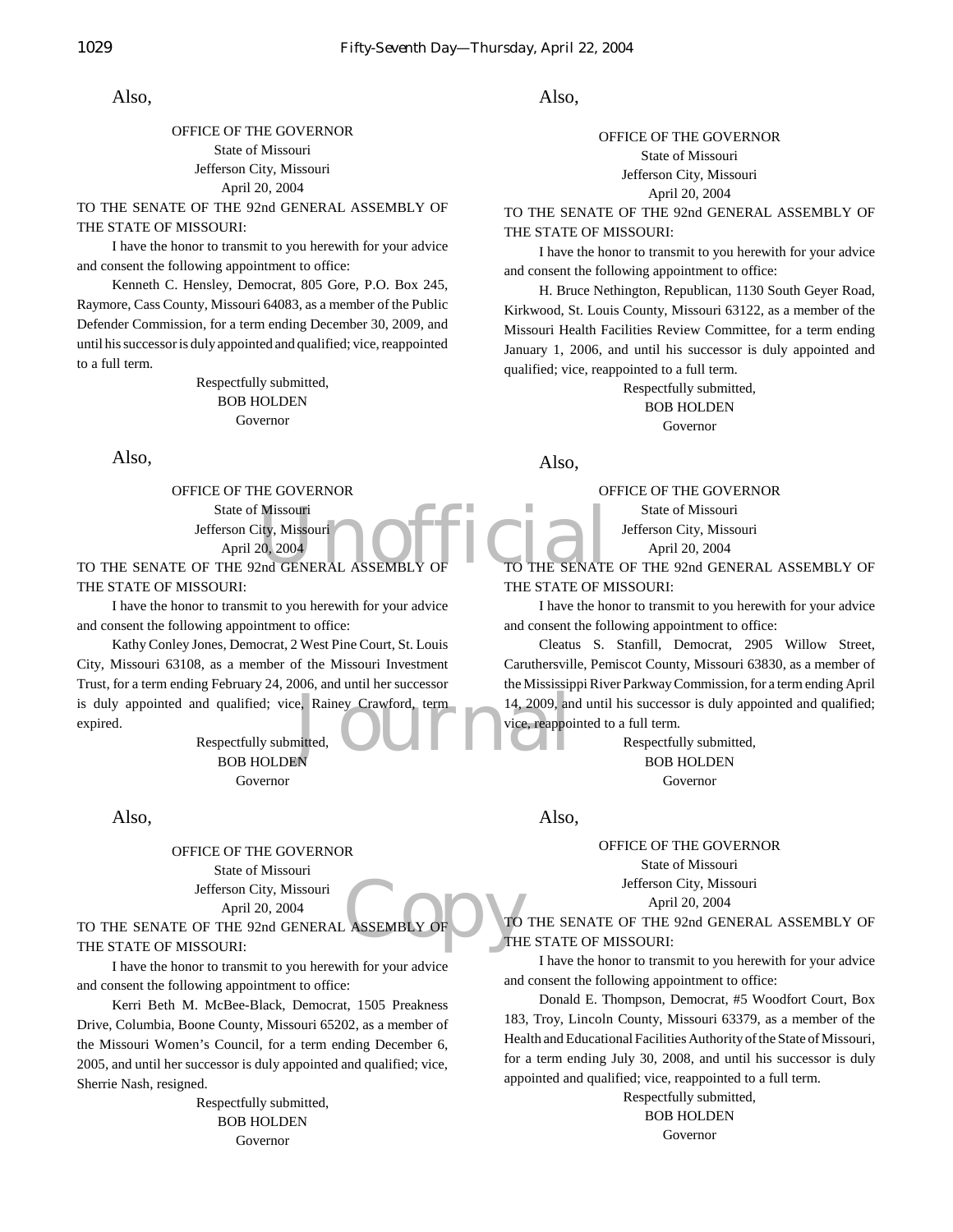Also,

OFFICE OF THE GOVERNOR
State of Missouri
Jefferson City, Missouri
April 20, 2004

TO THE SENATE OF THE 92nd GENERAL ASSEMBLY OF THE STATE OF MISSOURI:

I have the honor to transmit to you herewith for your advice and consent the following appointment to office:

Kenneth C. Hensley, Democrat, 805 Gore, P.O. Box 245, Raymore, Cass County, Missouri 64083, as a member of the Public Defender Commission, for a term ending December 30, 2009, and until his successor is duly appointed and qualified; vice, reappointed to a full term.

Respectfully submitted,
BOB HOLDEN
Governor

Also,

OFFICE OF THE GOVERNOR
State of Missouri
Jefferson City, Missouri
April 20, 2004

TO THE SENATE OF THE 92nd GENERAL ASSEMBLY OF THE STATE OF MISSOURI:

I have the honor to transmit to you herewith for your advice and consent the following appointment to office:

Kathy Conley Jones, Democrat, 2 West Pine Court, St. Louis City, Missouri 63108, as a member of the Missouri Investment Trust, for a term ending February 24, 2006, and until her successor is duly appointed and qualified; vice, Rainey Crawford, term expired.

Respectfully submitted,
BOB HOLDEN
Governor

Also,

OFFICE OF THE GOVERNOR
State of Missouri
Jefferson City, Missouri
April 20, 2004

TO THE SENATE OF THE 92nd GENERAL ASSEMBLY OF THE STATE OF MISSOURI:

I have the honor to transmit to you herewith for your advice and consent the following appointment to office:

Kerri Beth M. McBee-Black, Democrat, 1505 Preakness Drive, Columbia, Boone County, Missouri 65202, as a member of the Missouri Women's Council, for a term ending December 6, 2005, and until her successor is duly appointed and qualified; vice, Sherrie Nash, resigned.

Respectfully submitted,
BOB HOLDEN
Governor

Also,

OFFICE OF THE GOVERNOR
State of Missouri
Jefferson City, Missouri
April 20, 2004

TO THE SENATE OF THE 92nd GENERAL ASSEMBLY OF THE STATE OF MISSOURI:

I have the honor to transmit to you herewith for your advice and consent the following appointment to office:

H. Bruce Nethington, Republican, 1130 South Geyer Road, Kirkwood, St. Louis County, Missouri 63122, as a member of the Missouri Health Facilities Review Committee, for a term ending January 1, 2006, and until his successor is duly appointed and qualified; vice, reappointed to a full term.

Respectfully submitted,
BOB HOLDEN
Governor

Also,

OFFICE OF THE GOVERNOR
State of Missouri
Jefferson City, Missouri
April 20, 2004

TO THE SENATE OF THE 92nd GENERAL ASSEMBLY OF THE STATE OF MISSOURI:

I have the honor to transmit to you herewith for your advice and consent the following appointment to office:

Cleatus S. Stanfill, Democrat, 2905 Willow Street, Caruthersville, Pemiscot County, Missouri 63830, as a member of the Mississippi River Parkway Commission, for a term ending April 14, 2009, and until his successor is duly appointed and qualified; vice, reappointed to a full term.

Respectfully submitted,
BOB HOLDEN
Governor

Also,

OFFICE OF THE GOVERNOR
State of Missouri
Jefferson City, Missouri
April 20, 2004

TO THE SENATE OF THE 92nd GENERAL ASSEMBLY OF THE STATE OF MISSOURI:

I have the honor to transmit to you herewith for your advice and consent the following appointment to office:

Donald E. Thompson, Democrat, #5 Woodfort Court, Box 183, Troy, Lincoln County, Missouri 63379, as a member of the Health and Educational Facilities Authority of the State of Missouri, for a term ending July 30, 2008, and until his successor is duly appointed and qualified; vice, reappointed to a full term.

Respectfully submitted,
BOB HOLDEN
Governor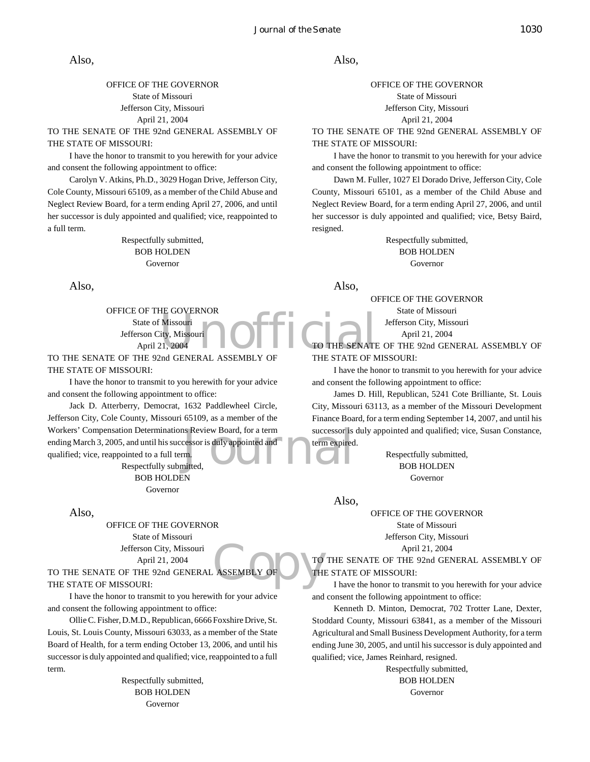Also,

OFFICE OF THE GOVERNOR
State of Missouri
Jefferson City, Missouri
April 21, 2004

TO THE SENATE OF THE 92nd GENERAL ASSEMBLY OF THE STATE OF MISSOURI:

I have the honor to transmit to you herewith for your advice and consent the following appointment to office:

Carolyn V. Atkins, Ph.D., 3029 Hogan Drive, Jefferson City, Cole County, Missouri 65109, as a member of the Child Abuse and Neglect Review Board, for a term ending April 27, 2006, and until her successor is duly appointed and qualified; vice, reappointed to a full term.

Respectfully submitted,
BOB HOLDEN
Governor

Also,

OFFICE OF THE GOVERNOR
State of Missouri
Jefferson City, Missouri
April 21, 2004

TO THE SENATE OF THE 92nd GENERAL ASSEMBLY OF THE STATE OF MISSOURI:

I have the honor to transmit to you herewith for your advice and consent the following appointment to office:

Jack D. Atterberry, Democrat, 1632 Paddlewheel Circle, Jefferson City, Cole County, Missouri 65109, as a member of the Workers' Compensation Determinations Review Board, for a term ending March 3, 2005, and until his successor is duly appointed and qualified; vice, reappointed to a full term.

Respectfully submitted,
BOB HOLDEN
Governor

Also,

OFFICE OF THE GOVERNOR
State of Missouri
Jefferson City, Missouri
April 21, 2004

TO THE SENATE OF THE 92nd GENERAL ASSEMBLY OF THE STATE OF MISSOURI:

I have the honor to transmit to you herewith for your advice and consent the following appointment to office:

Ollie C. Fisher, D.M.D., Republican, 6666 Foxshire Drive, St. Louis, St. Louis County, Missouri 63033, as a member of the State Board of Health, for a term ending October 13, 2006, and until his successor is duly appointed and qualified; vice, reappointed to a full term.

Respectfully submitted,
BOB HOLDEN
Governor

Also,

OFFICE OF THE GOVERNOR
State of Missouri
Jefferson City, Missouri
April 21, 2004

TO THE SENATE OF THE 92nd GENERAL ASSEMBLY OF THE STATE OF MISSOURI:

I have the honor to transmit to you herewith for your advice and consent the following appointment to office:

Dawn M. Fuller, 1027 El Dorado Drive, Jefferson City, Cole County, Missouri 65101, as a member of the Child Abuse and Neglect Review Board, for a term ending April 27, 2006, and until her successor is duly appointed and qualified; vice, Betsy Baird, resigned.

Respectfully submitted,
BOB HOLDEN
Governor

Also,

OFFICE OF THE GOVERNOR
State of Missouri
Jefferson City, Missouri
April 21, 2004

TO THE SENATE OF THE 92nd GENERAL ASSEMBLY OF THE STATE OF MISSOURI:

I have the honor to transmit to you herewith for your advice and consent the following appointment to office:

James D. Hill, Republican, 5241 Cote Brilliante, St. Louis City, Missouri 63113, as a member of the Missouri Development Finance Board, for a term ending September 14, 2007, and until his successor is duly appointed and qualified; vice, Susan Constance, term expired.

Respectfully submitted,
BOB HOLDEN
Governor

Also,

OFFICE OF THE GOVERNOR
State of Missouri
Jefferson City, Missouri
April 21, 2004

TO THE SENATE OF THE 92nd GENERAL ASSEMBLY OF THE STATE OF MISSOURI:

I have the honor to transmit to you herewith for your advice and consent the following appointment to office:

Kenneth D. Minton, Democrat, 702 Trotter Lane, Dexter, Stoddard County, Missouri 63841, as a member of the Missouri Agricultural and Small Business Development Authority, for a term ending June 30, 2005, and until his successor is duly appointed and qualified; vice, James Reinhard, resigned.

Respectfully submitted,
BOB HOLDEN
Governor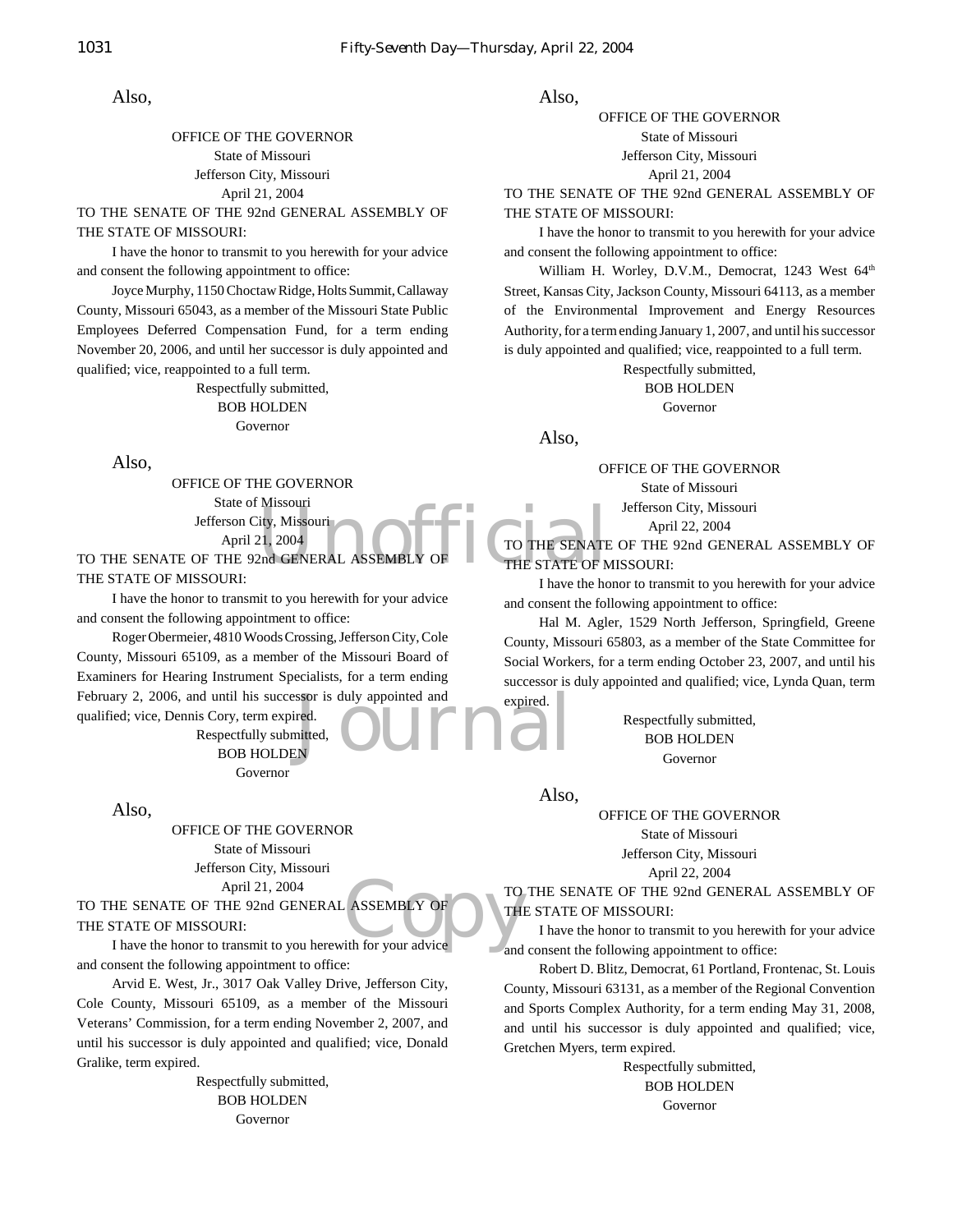Also,

OFFICE OF THE GOVERNOR
State of Missouri
Jefferson City, Missouri
April 21, 2004

TO THE SENATE OF THE 92nd GENERAL ASSEMBLY OF THE STATE OF MISSOURI:

I have the honor to transmit to you herewith for your advice and consent the following appointment to office:

Joyce Murphy, 1150 Choctaw Ridge, Holts Summit, Callaway County, Missouri 65043, as a member of the Missouri State Public Employees Deferred Compensation Fund, for a term ending November 20, 2006, and until her successor is duly appointed and qualified; vice, reappointed to a full term.

Respectfully submitted,
BOB HOLDEN
Governor

Also,

OFFICE OF THE GOVERNOR
State of Missouri
Jefferson City, Missouri
April 21, 2004

TO THE SENATE OF THE 92nd GENERAL ASSEMBLY OF THE STATE OF MISSOURI:

I have the honor to transmit to you herewith for your advice and consent the following appointment to office:

Roger Obermeier, 4810 Woods Crossing, Jefferson City, Cole County, Missouri 65109, as a member of the Missouri Board of Examiners for Hearing Instrument Specialists, for a term ending February 2, 2006, and until his successor is duly appointed and qualified; vice, Dennis Cory, term expired.

Respectfully submitted,
BOB HOLDEN
Governor

Also,

OFFICE OF THE GOVERNOR
State of Missouri
Jefferson City, Missouri
April 21, 2004

TO THE SENATE OF THE 92nd GENERAL ASSEMBLY OF THE STATE OF MISSOURI:

I have the honor to transmit to you herewith for your advice and consent the following appointment to office:

Arvid E. West, Jr., 3017 Oak Valley Drive, Jefferson City, Cole County, Missouri 65109, as a member of the Missouri Veterans' Commission, for a term ending November 2, 2007, and until his successor is duly appointed and qualified; vice, Donald Gralike, term expired.

Respectfully submitted,
BOB HOLDEN
Governor

Also,

OFFICE OF THE GOVERNOR
State of Missouri
Jefferson City, Missouri
April 21, 2004

TO THE SENATE OF THE 92nd GENERAL ASSEMBLY OF THE STATE OF MISSOURI:

I have the honor to transmit to you herewith for your advice and consent the following appointment to office:

William H. Worley, D.V.M., Democrat, 1243 West 64th Street, Kansas City, Jackson County, Missouri 64113, as a member of the Environmental Improvement and Energy Resources Authority, for a term ending January 1, 2007, and until his successor is duly appointed and qualified; vice, reappointed to a full term.

Respectfully submitted,
BOB HOLDEN
Governor

Also,

OFFICE OF THE GOVERNOR
State of Missouri
Jefferson City, Missouri
April 22, 2004

TO THE SENATE OF THE 92nd GENERAL ASSEMBLY OF THE STATE OF MISSOURI:

I have the honor to transmit to you herewith for your advice and consent the following appointment to office:

Hal M. Agler, 1529 North Jefferson, Springfield, Greene County, Missouri 65803, as a member of the State Committee for Social Workers, for a term ending October 23, 2007, and until his successor is duly appointed and qualified; vice, Lynda Quan, term expired.

Respectfully submitted,
BOB HOLDEN
Governor

Also,

OFFICE OF THE GOVERNOR
State of Missouri
Jefferson City, Missouri
April 22, 2004

TO THE SENATE OF THE 92nd GENERAL ASSEMBLY OF THE STATE OF MISSOURI:

I have the honor to transmit to you herewith for your advice and consent the following appointment to office:

Robert D. Blitz, Democrat, 61 Portland, Frontenac, St. Louis County, Missouri 63131, as a member of the Regional Convention and Sports Complex Authority, for a term ending May 31, 2008, and until his successor is duly appointed and qualified; vice, Gretchen Myers, term expired.

Respectfully submitted,
BOB HOLDEN
Governor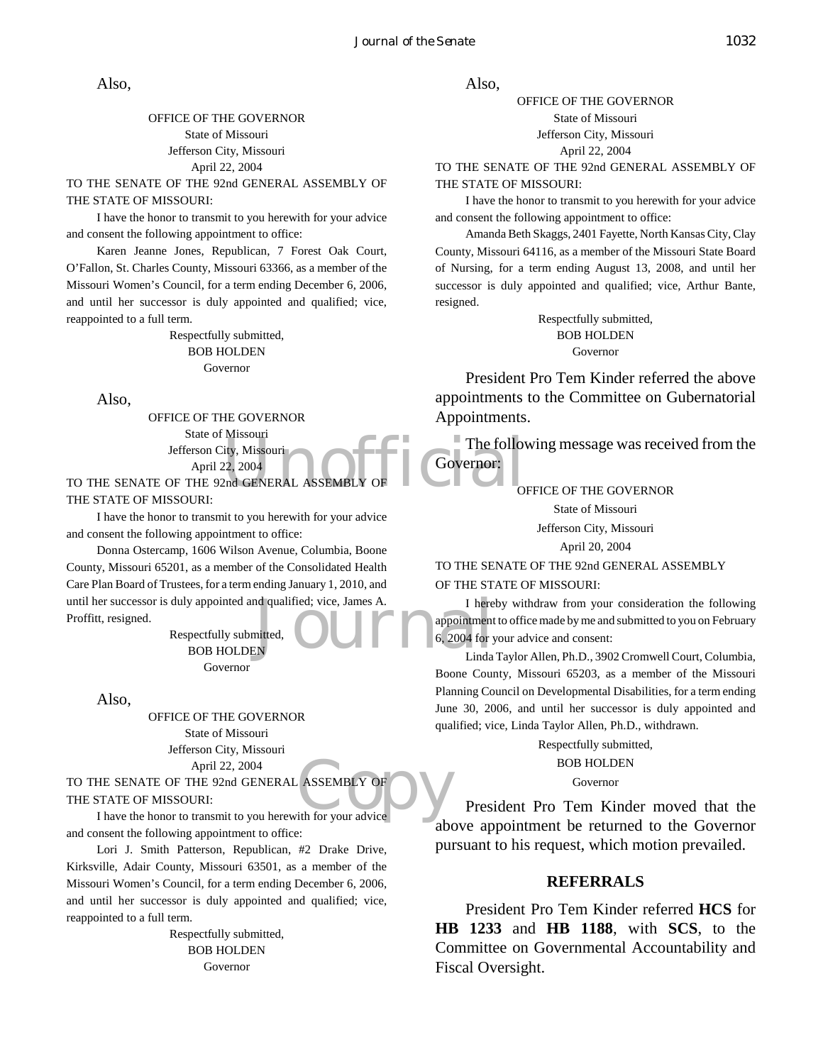Also,

OFFICE OF THE GOVERNOR
State of Missouri
Jefferson City, Missouri
April 22, 2004

TO THE SENATE OF THE 92nd GENERAL ASSEMBLY OF THE STATE OF MISSOURI:

I have the honor to transmit to you herewith for your advice and consent the following appointment to office:

Karen Jeanne Jones, Republican, 7 Forest Oak Court, O'Fallon, St. Charles County, Missouri 63366, as a member of the Missouri Women's Council, for a term ending December 6, 2006, and until her successor is duly appointed and qualified; vice, reappointed to a full term.

Respectfully submitted,
BOB HOLDEN
Governor

Also,

OFFICE OF THE GOVERNOR
State of Missouri
Jefferson City, Missouri
April 22, 2004

TO THE SENATE OF THE 92nd GENERAL ASSEMBLY OF THE STATE OF MISSOURI:

I have the honor to transmit to you herewith for your advice and consent the following appointment to office:

Donna Ostercamp, 1606 Wilson Avenue, Columbia, Boone County, Missouri 65201, as a member of the Consolidated Health Care Plan Board of Trustees, for a term ending January 1, 2010, and until her successor is duly appointed and qualified; vice, James A. Proffitt, resigned.

Respectfully submitted,
BOB HOLDEN
Governor

Also,

OFFICE OF THE GOVERNOR
State of Missouri
Jefferson City, Missouri
April 22, 2004

TO THE SENATE OF THE 92nd GENERAL ASSEMBLY OF THE STATE OF MISSOURI:

I have the honor to transmit to you herewith for your advice and consent the following appointment to office:

Lori J. Smith Patterson, Republican, #2 Drake Drive, Kirksville, Adair County, Missouri 63501, as a member of the Missouri Women's Council, for a term ending December 6, 2006, and until her successor is duly appointed and qualified; vice, reappointed to a full term.

Respectfully submitted,
BOB HOLDEN
Governor

Also,

OFFICE OF THE GOVERNOR
State of Missouri
Jefferson City, Missouri
April 22, 2004

TO THE SENATE OF THE 92nd GENERAL ASSEMBLY OF THE STATE OF MISSOURI:

I have the honor to transmit to you herewith for your advice and consent the following appointment to office:

Amanda Beth Skaggs, 2401 Fayette, North Kansas City, Clay County, Missouri 64116, as a member of the Missouri State Board of Nursing, for a term ending August 13, 2008, and until her successor is duly appointed and qualified; vice, Arthur Bante, resigned.

Respectfully submitted,
BOB HOLDEN
Governor

President Pro Tem Kinder referred the above appointments to the Committee on Gubernatorial Appointments.

The following message was received from the Governor:

OFFICE OF THE GOVERNOR
State of Missouri
Jefferson City, Missouri
April 20, 2004

TO THE SENATE OF THE 92nd GENERAL ASSEMBLY OF THE STATE OF MISSOURI:

I hereby withdraw from your consideration the following appointment to office made by me and submitted to you on February 6, 2004 for your advice and consent:

Linda Taylor Allen, Ph.D., 3902 Cromwell Court, Columbia, Boone County, Missouri 65203, as a member of the Missouri Planning Council on Developmental Disabilities, for a term ending June 30, 2006, and until her successor is duly appointed and qualified; vice, Linda Taylor Allen, Ph.D., withdrawn.

Respectfully submitted,
BOB HOLDEN
Governor

President Pro Tem Kinder moved that the above appointment be returned to the Governor pursuant to his request, which motion prevailed.

## REFERRALS

President Pro Tem Kinder referred **HCS** for **HB 1233** and **HB 1188**, with **SCS**, to the Committee on Governmental Accountability and Fiscal Oversight.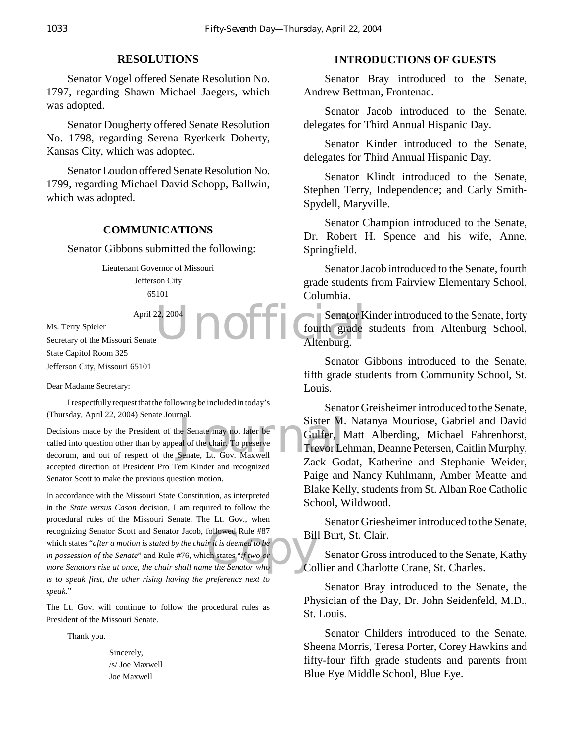## RESOLUTIONS

Senator Vogel offered Senate Resolution No. 1797, regarding Shawn Michael Jaegers, which was adopted.

Senator Dougherty offered Senate Resolution No. 1798, regarding Serena Ryerkerk Doherty, Kansas City, which was adopted.

Senator Loudon offered Senate Resolution No. 1799, regarding Michael David Schopp, Ballwin, which was adopted.

## COMMUNICATIONS

Senator Gibbons submitted the following:

Lieutenant Governor of Missouri
Jefferson City
65101

April 22, 2004

Ms. Terry Spieler
Secretary of the Missouri Senate
State Capitol Room 325
Jefferson City, Missouri 65101

Dear Madame Secretary:

I respectfully request that the following be included in today's (Thursday, April 22, 2004) Senate Journal.

Decisions made by the President of the Senate may not later be called into question other than by appeal of the chair. To preserve decorum, and out of respect of the Senate, Lt. Gov. Maxwell accepted direction of President Pro Tem Kinder and recognized Senator Scott to make the previous question motion.

In accordance with the Missouri State Constitution, as interpreted in the *State versus Cason* decision, I am required to follow the procedural rules of the Missouri Senate. The Lt. Gov., when recognizing Senator Scott and Senator Jacob, followed Rule #87 which states "*after a motion is stated by the chair it is deemed to be in possession of the Senate*" and Rule #76, which states "*if two or more Senators rise at once, the chair shall name the Senator who is to speak first, the other rising having the preference next to speak.*"

The Lt. Gov. will continue to follow the procedural rules as President of the Missouri Senate.

Thank you.

Sincerely,
/s/ Joe Maxwell
Joe Maxwell

## INTRODUCTIONS OF GUESTS

Senator Bray introduced to the Senate, Andrew Bettman, Frontenac.

Senator Jacob introduced to the Senate, delegates for Third Annual Hispanic Day.

Senator Kinder introduced to the Senate, delegates for Third Annual Hispanic Day.

Senator Klindt introduced to the Senate, Stephen Terry, Independence; and Carly Smith-Spydell, Maryville.

Senator Champion introduced to the Senate, Dr. Robert H. Spence and his wife, Anne, Springfield.

Senator Jacob introduced to the Senate, fourth grade students from Fairview Elementary School, Columbia.

Senator Kinder introduced to the Senate, forty fourth grade students from Altenburg School, Altenburg.

Senator Gibbons introduced to the Senate, fifth grade students from Community School, St. Louis.

Senator Greisheimer introduced to the Senate, Sister M. Natanya Mouriose, Gabriel and David Gulfer, Matt Alberding, Michael Fahrenhorst, Trevor Lehman, Deanne Petersen, Caitlin Murphy, Zack Godat, Katherine and Stephanie Weider, Paige and Nancy Kuhlmann, Amber Meatte and Blake Kelly, students from St. Alban Roe Catholic School, Wildwood.

Senator Griesheimer introduced to the Senate, Bill Burt, St. Clair.

Senator Gross introduced to the Senate, Kathy Collier and Charlotte Crane, St. Charles.

Senator Bray introduced to the Senate, the Physician of the Day, Dr. John Seidenfeld, M.D., St. Louis.

Senator Childers introduced to the Senate, Sheena Morris, Teresa Porter, Corey Hawkins and fifty-four fifth grade students and parents from Blue Eye Middle School, Blue Eye.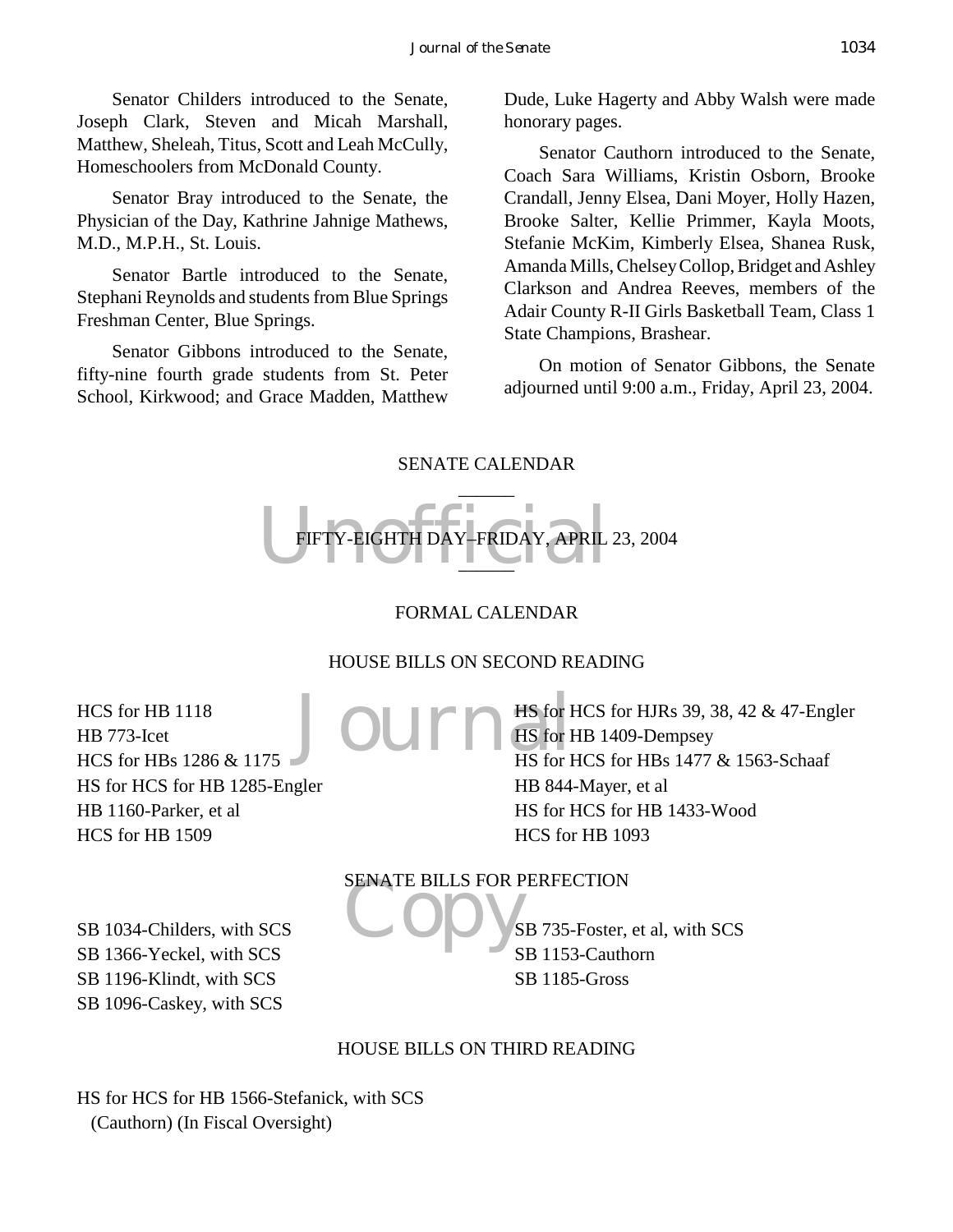Senator Childers introduced to the Senate, Joseph Clark, Steven and Micah Marshall, Matthew, Sheleah, Titus, Scott and Leah McCully, Homeschoolers from McDonald County.

Senator Bray introduced to the Senate, the Physician of the Day, Kathrine Jahnige Mathews, M.D., M.P.H., St. Louis.

Senator Bartle introduced to the Senate, Stephani Reynolds and students from Blue Springs Freshman Center, Blue Springs.

Senator Gibbons introduced to the Senate, fifty-nine fourth grade students from St. Peter School, Kirkwood; and Grace Madden, Matthew Dude, Luke Hagerty and Abby Walsh were made honorary pages.

Senator Cauthorn introduced to the Senate, Coach Sara Williams, Kristin Osborn, Brooke Crandall, Jenny Elsea, Dani Moyer, Holly Hazen, Brooke Salter, Kellie Primmer, Kayla Moots, Stefanie McKim, Kimberly Elsea, Shanea Rusk, Amanda Mills, Chelsey Collop, Bridget and Ashley Clarkson and Andrea Reeves, members of the Adair County R-II Girls Basketball Team, Class 1 State Champions, Brashear.

On motion of Senator Gibbons, the Senate adjourned until 9:00 a.m., Friday, April 23, 2004.

## SENATE CALENDAR

______

### FIFTY-EIGHTH DAY–FRIDAY, APRIL 23, 2004

______

### FORMAL CALENDAR

#### HOUSE BILLS ON SECOND READING

HCS for HB 1118
HB 773-Icet
HCS for HBs 1286 & 1175
HS for HCS for HB 1285-Engler
HB 1160-Parker, et al
HCS for HB 1509
HS for HCS for HJRs 39, 38, 42 & 47-Engler
HS for HB 1409-Dempsey
HS for HCS for HBs 1477 & 1563-Schaaf
HB 844-Mayer, et al
HS for HCS for HB 1433-Wood
HCS for HB 1093

#### SENATE BILLS FOR PERFECTION

SB 1034-Childers, with SCS
SB 1366-Yeckel, with SCS
SB 1196-Klindt, with SCS
SB 1096-Caskey, with SCS
SB 735-Foster, et al, with SCS
SB 1153-Cauthorn
SB 1185-Gross

#### HOUSE BILLS ON THIRD READING

HS for HCS for HB 1566-Stefanick, with SCS
(Cauthorn) (In Fiscal Oversight)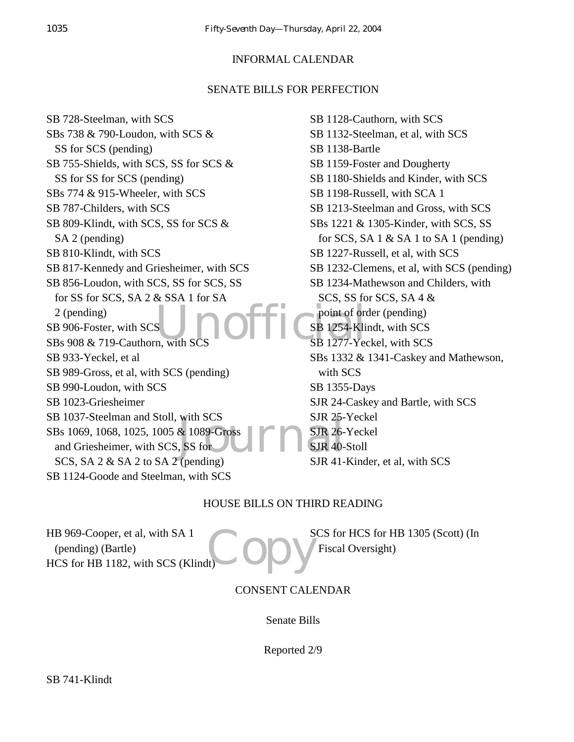## INFORMAL CALENDAR

### SENATE BILLS FOR PERFECTION

SB 728-Steelman, with SCS
SBs 738 & 790-Loudon, with SCS & SS for SCS (pending)
SB 755-Shields, with SCS, SS for SCS & SS for SS for SCS (pending)
SBs 774 & 915-Wheeler, with SCS
SB 787-Childers, with SCS
SB 809-Klindt, with SCS, SS for SCS & SA 2 (pending)
SB 810-Klindt, with SCS
SB 817-Kennedy and Griesheimer, with SCS
SB 856-Loudon, with SCS, SS for SCS, SS for SS for SCS, SA 2 & SSA 1 for SA 2 (pending)
SB 906-Foster, with SCS
SBs 908 & 719-Cauthorn, with SCS
SB 933-Yeckel, et al
SB 989-Gross, et al, with SCS (pending)
SB 990-Loudon, with SCS
SB 1023-Griesheimer
SB 1037-Steelman and Stoll, with SCS
SBs 1069, 1068, 1025, 1005 & 1089-Gross and Griesheimer, with SCS, SS for SCS, SA 2 & SA 2 to SA 2 (pending)
SB 1124-Goode and Steelman, with SCS
SB 1128-Cauthorn, with SCS
SB 1132-Steelman, et al, with SCS
SB 1138-Bartle
SB 1159-Foster and Dougherty
SB 1180-Shields and Kinder, with SCS
SB 1198-Russell, with SCA 1
SB 1213-Steelman and Gross, with SCS
SBs 1221 & 1305-Kinder, with SCS, SS for SCS, SA 1 & SA 1 to SA 1 (pending)
SB 1227-Russell, et al, with SCS
SB 1232-Clemens, et al, with SCS (pending)
SB 1234-Mathewson and Childers, with SCS, SS for SCS, SA 4 & point of order (pending)
SB 1254-Klindt, with SCS
SB 1277-Yeckel, with SCS
SBs 1332 & 1341-Caskey and Mathewson, with SCS
SB 1355-Days
SJR 24-Caskey and Bartle, with SCS
SJR 25-Yeckel
SJR 26-Yeckel
SJR 40-Stoll
SJR 41-Kinder, et al, with SCS

### HOUSE BILLS ON THIRD READING

HB 969-Cooper, et al, with SA 1 (pending) (Bartle)
HCS for HB 1182, with SCS (Klindt)
SCS for HCS for HB 1305 (Scott) (In Fiscal Oversight)

## CONSENT CALENDAR

### Senate Bills

Reported 2/9

SB 741-Klindt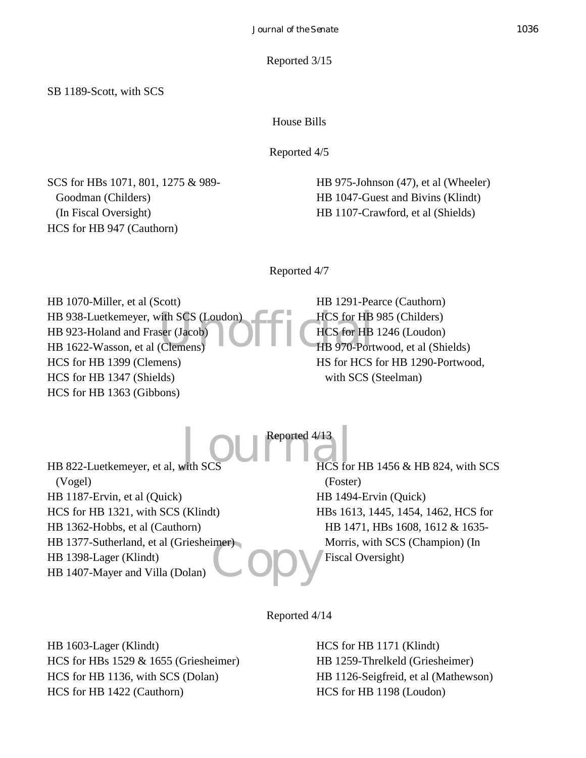Reported 3/15

SB 1189-Scott, with SCS

House Bills

Reported 4/5

SCS for HBs 1071, 801, 1275 & 989-Goodman (Childers) (In Fiscal Oversight)
HCS for HB 947 (Cauthorn)
HB 975-Johnson (47), et al (Wheeler)
HB 1047-Guest and Bivins (Klindt)
HB 1107-Crawford, et al (Shields)

Reported 4/7

HB 1070-Miller, et al (Scott)
HB 938-Luetkemeyer, with SCS (Loudon)
HB 923-Holand and Fraser (Jacob)
HB 1622-Wasson, et al (Clemens)
HCS for HB 1399 (Clemens)
HCS for HB 1347 (Shields)
HCS for HB 1363 (Gibbons)
HB 1291-Pearce (Cauthorn)
HCS for HB 985 (Childers)
HCS for HB 1246 (Loudon)
HB 970-Portwood, et al (Shields)
HS for HCS for HB 1290-Portwood, with SCS (Steelman)

Reported 4/13

HB 822-Luetkemeyer, et al, with SCS (Vogel)
HB 1187-Ervin, et al (Quick)
HCS for HB 1321, with SCS (Klindt)
HB 1362-Hobbs, et al (Cauthorn)
HB 1377-Sutherland, et al (Griesheimer)
HB 1398-Lager (Klindt)
HB 1407-Mayer and Villa (Dolan)
HCS for HB 1456 & HB 824, with SCS (Foster)
HB 1494-Ervin (Quick)
HBs 1613, 1445, 1454, 1462, HCS for HB 1471, HBs 1608, 1612 & 1635-Morris, with SCS (Champion) (In Fiscal Oversight)

Reported 4/14

HB 1603-Lager (Klindt)
HCS for HBs 1529 & 1655 (Griesheimer)
HCS for HB 1136, with SCS (Dolan)
HCS for HB 1422 (Cauthorn)
HCS for HB 1171 (Klindt)
HB 1259-Threlkeld (Griesheimer)
HB 1126-Seigfreid, et al (Mathewson)
HCS for HB 1198 (Loudon)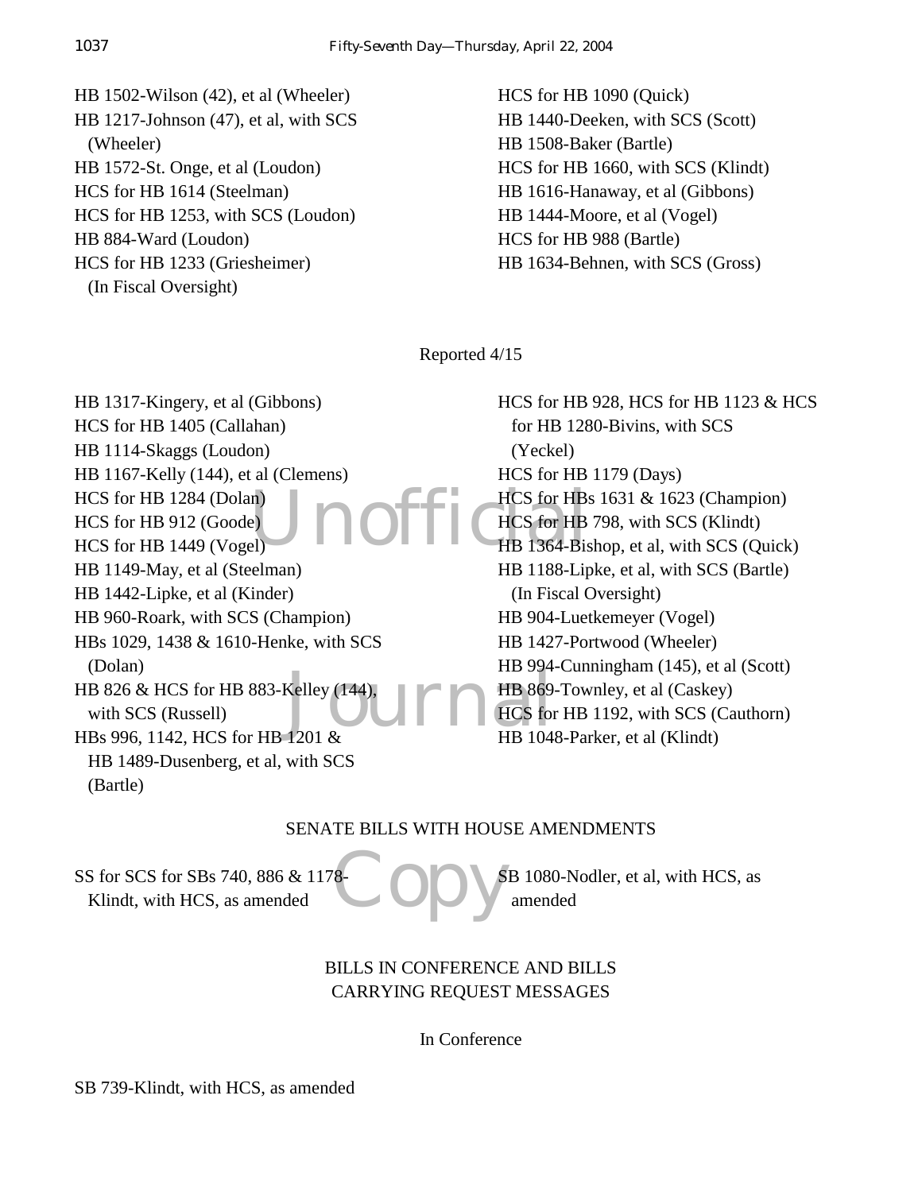HB 1502-Wilson (42), et al (Wheeler)
HB 1217-Johnson (47), et al, with SCS (Wheeler)
HB 1572-St. Onge, et al (Loudon)
HCS for HB 1614 (Steelman)
HCS for HB 1253, with SCS (Loudon)
HB 884-Ward (Loudon)
HCS for HB 1233 (Griesheimer) (In Fiscal Oversight)
HCS for HB 1090 (Quick)
HB 1440-Deeken, with SCS (Scott)
HB 1508-Baker (Bartle)
HCS for HB 1660, with SCS (Klindt)
HB 1616-Hanaway, et al (Gibbons)
HB 1444-Moore, et al (Vogel)
HCS for HB 988 (Bartle)
HB 1634-Behnen, with SCS (Gross)

Reported 4/15

HB 1317-Kingery, et al (Gibbons)
HCS for HB 1405 (Callahan)
HB 1114-Skaggs (Loudon)
HB 1167-Kelly (144), et al (Clemens)
HCS for HB 1284 (Dolan)
HCS for HB 912 (Goode)
HCS for HB 1449 (Vogel)
HB 1149-May, et al (Steelman)
HB 1442-Lipke, et al (Kinder)
HB 960-Roark, with SCS (Champion)
HBs 1029, 1438 & 1610-Henke, with SCS (Dolan)
HB 826 & HCS for HB 883-Kelley (144), with SCS (Russell)
HBs 996, 1142, HCS for HB 1201 & HB 1489-Dusenberg, et al, with SCS (Bartle)
HCS for HB 928, HCS for HB 1123 & HCS for HB 1280-Bivins, with SCS (Yeckel)
HCS for HB 1179 (Days)
HCS for HBs 1631 & 1623 (Champion)
HCS for HB 798, with SCS (Klindt)
HB 1364-Bishop, et al, with SCS (Quick)
HB 1188-Lipke, et al, with SCS (Bartle) (In Fiscal Oversight)
HB 904-Luetkemeyer (Vogel)
HB 1427-Portwood (Wheeler)
HB 994-Cunningham (145), et al (Scott)
HB 869-Townley, et al (Caskey)
HCS for HB 1192, with SCS (Cauthorn)
HB 1048-Parker, et al (Klindt)

SENATE BILLS WITH HOUSE AMENDMENTS

SS for SCS for SBs 740, 886 & 1178-Klindt, with HCS, as amended
SB 1080-Nodler, et al, with HCS, as amended

BILLS IN CONFERENCE AND BILLS CARRYING REQUEST MESSAGES

In Conference

SB 739-Klindt, with HCS, as amended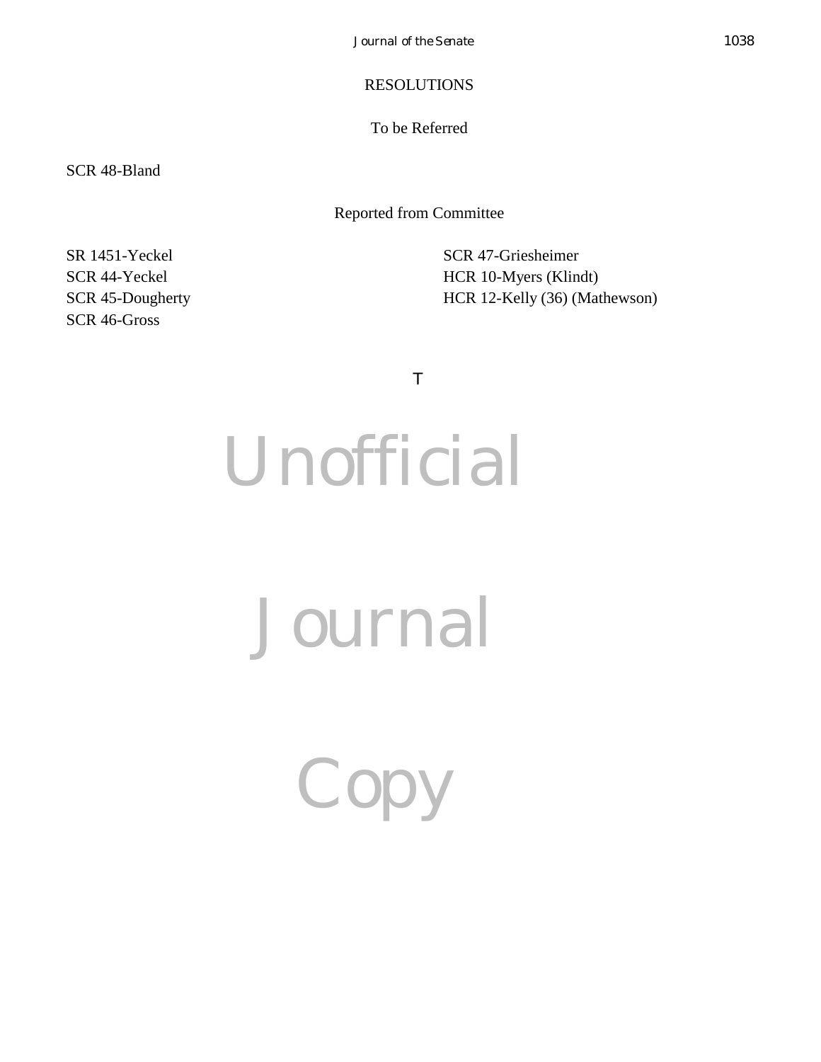RESOLUTIONS

To be Referred

SCR 48-Bland

Reported from Committee

SR 1451-Yeckel
SCR 44-Yeckel
SCR 45-Dougherty
SCR 46-Gross
SCR 47-Griesheimer
HCR 10-Myers (Klindt)
HCR 12-Kelly (36) (Mathewson)

T

Unofficial

Journal

Copy